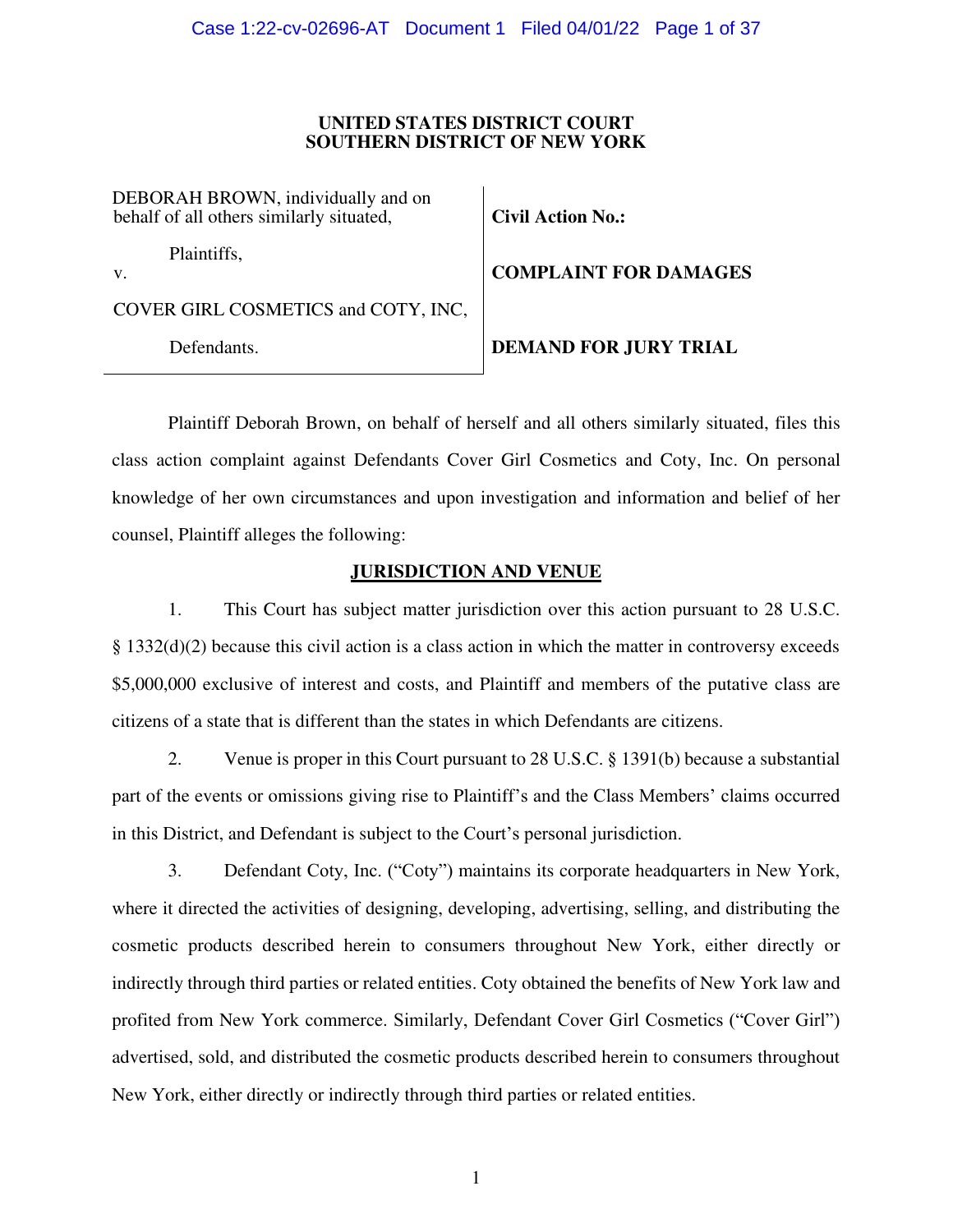**UNITED STATES DISTRICT COURT**
**SOUTHERN DISTRICT OF NEW YORK**

| | |
|---|---|
| DEBORAH BROWN, individually and on behalf of all others similarly situated,<br><br>Plaintiffs,<br><br>v.<br><br>COVER GIRL COSMETICS and COTY, INC,<br><br>Defendants. | **Civil Action No.:**<br><br>**COMPLAINT FOR DAMAGES**<br><br>**DEMAND FOR JURY TRIAL** |

Plaintiff Deborah Brown, on behalf of herself and all others similarly situated, files this class action complaint against Defendants Cover Girl Cosmetics and Coty, Inc. On personal knowledge of her own circumstances and upon investigation and information and belief of her counsel, Plaintiff alleges the following:

## JURISDICTION AND VENUE

1. This Court has subject matter jurisdiction over this action pursuant to 28 U.S.C. § 1332(d)(2) because this civil action is a class action in which the matter in controversy exceeds $5,000,000 exclusive of interest and costs, and Plaintiff and members of the putative class are citizens of a state that is different than the states in which Defendants are citizens.

2. Venue is proper in this Court pursuant to 28 U.S.C. § 1391(b) because a substantial part of the events or omissions giving rise to Plaintiff's and the Class Members' claims occurred in this District, and Defendant is subject to the Court's personal jurisdiction.

3. Defendant Coty, Inc. ("Coty") maintains its corporate headquarters in New York, where it directed the activities of designing, developing, advertising, selling, and distributing the cosmetic products described herein to consumers throughout New York, either directly or indirectly through third parties or related entities. Coty obtained the benefits of New York law and profited from New York commerce. Similarly, Defendant Cover Girl Cosmetics ("Cover Girl") advertised, sold, and distributed the cosmetic products described herein to consumers throughout New York, either directly or indirectly through third parties or related entities.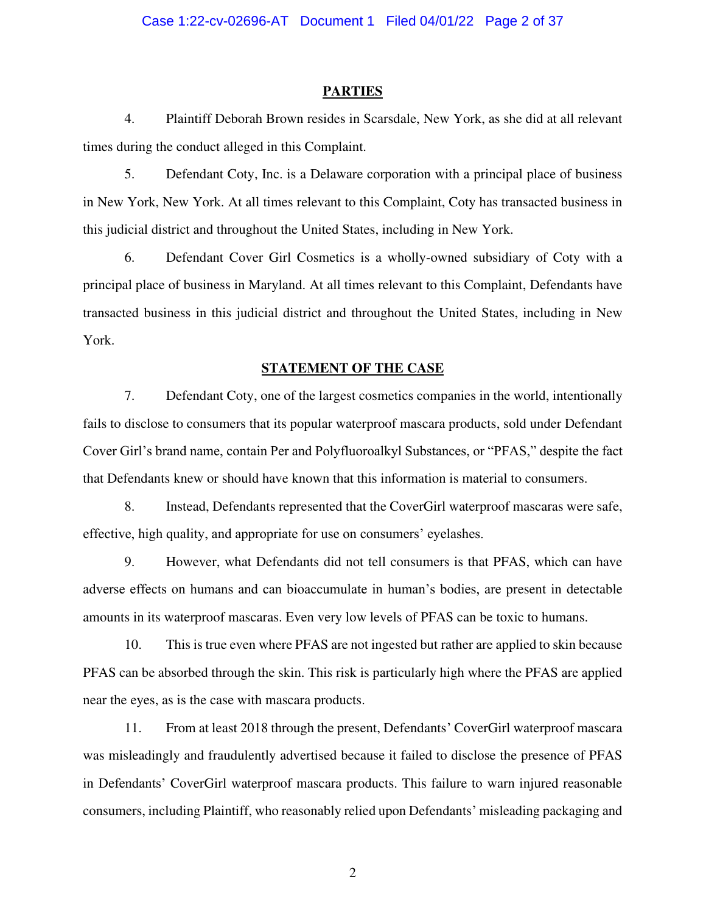## PARTIES

4. Plaintiff Deborah Brown resides in Scarsdale, New York, as she did at all relevant times during the conduct alleged in this Complaint.

5. Defendant Coty, Inc. is a Delaware corporation with a principal place of business in New York, New York. At all times relevant to this Complaint, Coty has transacted business in this judicial district and throughout the United States, including in New York.

6. Defendant Cover Girl Cosmetics is a wholly-owned subsidiary of Coty with a principal place of business in Maryland. At all times relevant to this Complaint, Defendants have transacted business in this judicial district and throughout the United States, including in New York.

## STATEMENT OF THE CASE

7. Defendant Coty, one of the largest cosmetics companies in the world, intentionally fails to disclose to consumers that its popular waterproof mascara products, sold under Defendant Cover Girl's brand name, contain Per and Polyfluoroalkyl Substances, or "PFAS," despite the fact that Defendants knew or should have known that this information is material to consumers.

8. Instead, Defendants represented that the CoverGirl waterproof mascaras were safe, effective, high quality, and appropriate for use on consumers' eyelashes.

9. However, what Defendants did not tell consumers is that PFAS, which can have adverse effects on humans and can bioaccumulate in human's bodies, are present in detectable amounts in its waterproof mascaras. Even very low levels of PFAS can be toxic to humans.

10. This is true even where PFAS are not ingested but rather are applied to skin because PFAS can be absorbed through the skin. This risk is particularly high where the PFAS are applied near the eyes, as is the case with mascara products.

11. From at least 2018 through the present, Defendants' CoverGirl waterproof mascara was misleadingly and fraudulently advertised because it failed to disclose the presence of PFAS in Defendants' CoverGirl waterproof mascara products. This failure to warn injured reasonable consumers, including Plaintiff, who reasonably relied upon Defendants' misleading packaging and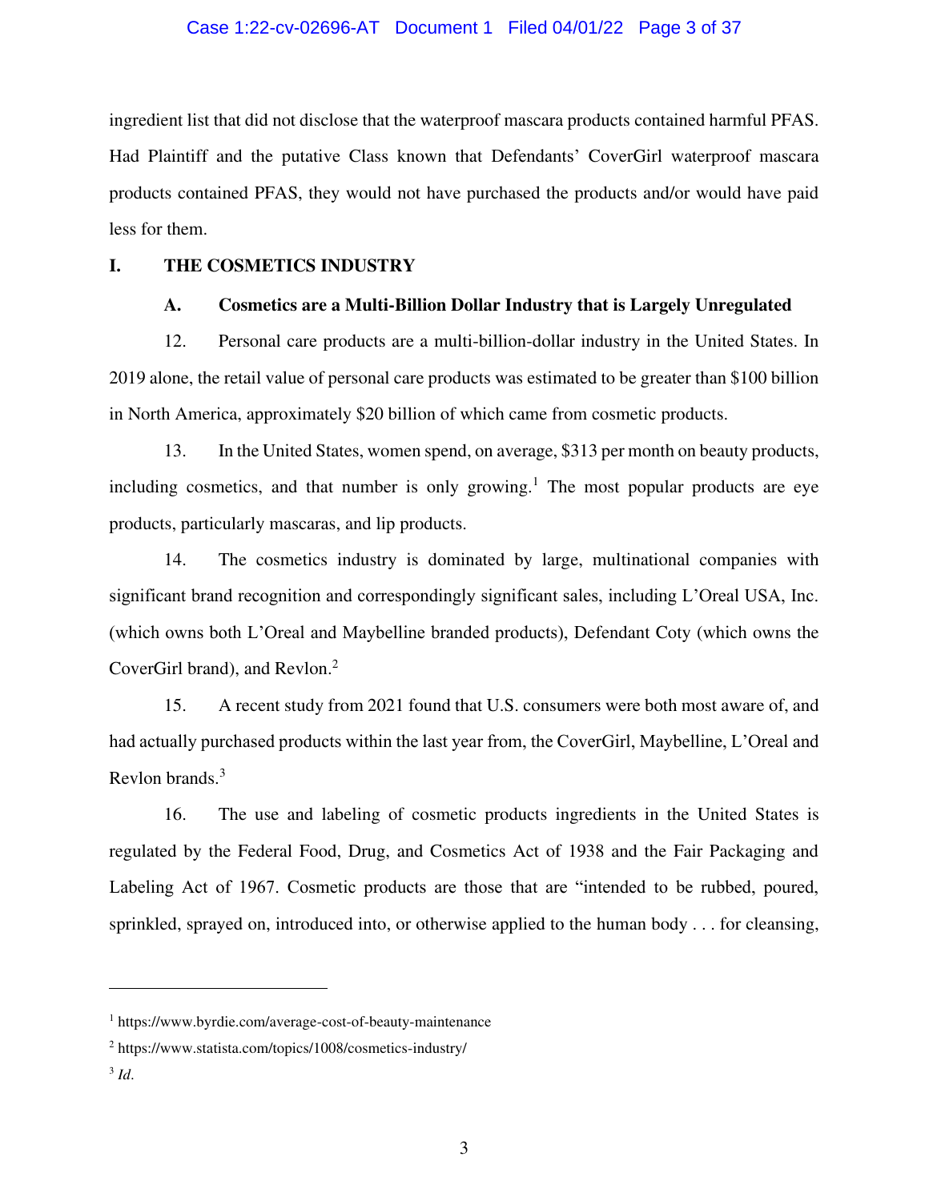ingredient list that did not disclose that the waterproof mascara products contained harmful PFAS. Had Plaintiff and the putative Class known that Defendants' CoverGirl waterproof mascara products contained PFAS, they would not have purchased the products and/or would have paid less for them.

## I. THE COSMETICS INDUSTRY

### A. Cosmetics are a Multi-Billion Dollar Industry that is Largely Unregulated

12. Personal care products are a multi-billion-dollar industry in the United States. In 2019 alone, the retail value of personal care products was estimated to be greater than $100 billion in North America, approximately $20 billion of which came from cosmetic products.

13. In the United States, women spend, on average, $313 per month on beauty products, including cosmetics, and that number is only growing.[1] The most popular products are eye products, particularly mascaras, and lip products.

14. The cosmetics industry is dominated by large, multinational companies with significant brand recognition and correspondingly significant sales, including L'Oreal USA, Inc. (which owns both L'Oreal and Maybelline branded products), Defendant Coty (which owns the CoverGirl brand), and Revlon.[2]

15. A recent study from 2021 found that U.S. consumers were both most aware of, and had actually purchased products within the last year from, the CoverGirl, Maybelline, L'Oreal and Revlon brands.[3]

16. The use and labeling of cosmetic products ingredients in the United States is regulated by the Federal Food, Drug, and Cosmetics Act of 1938 and the Fair Packaging and Labeling Act of 1967. Cosmetic products are those that are "intended to be rubbed, poured, sprinkled, sprayed on, introduced into, or otherwise applied to the human body . . . for cleansing,

---

[1] https://www.byrdie.com/average-cost-of-beauty-maintenance

[2] https://www.statista.com/topics/1008/cosmetics-industry/

[3] *Id.*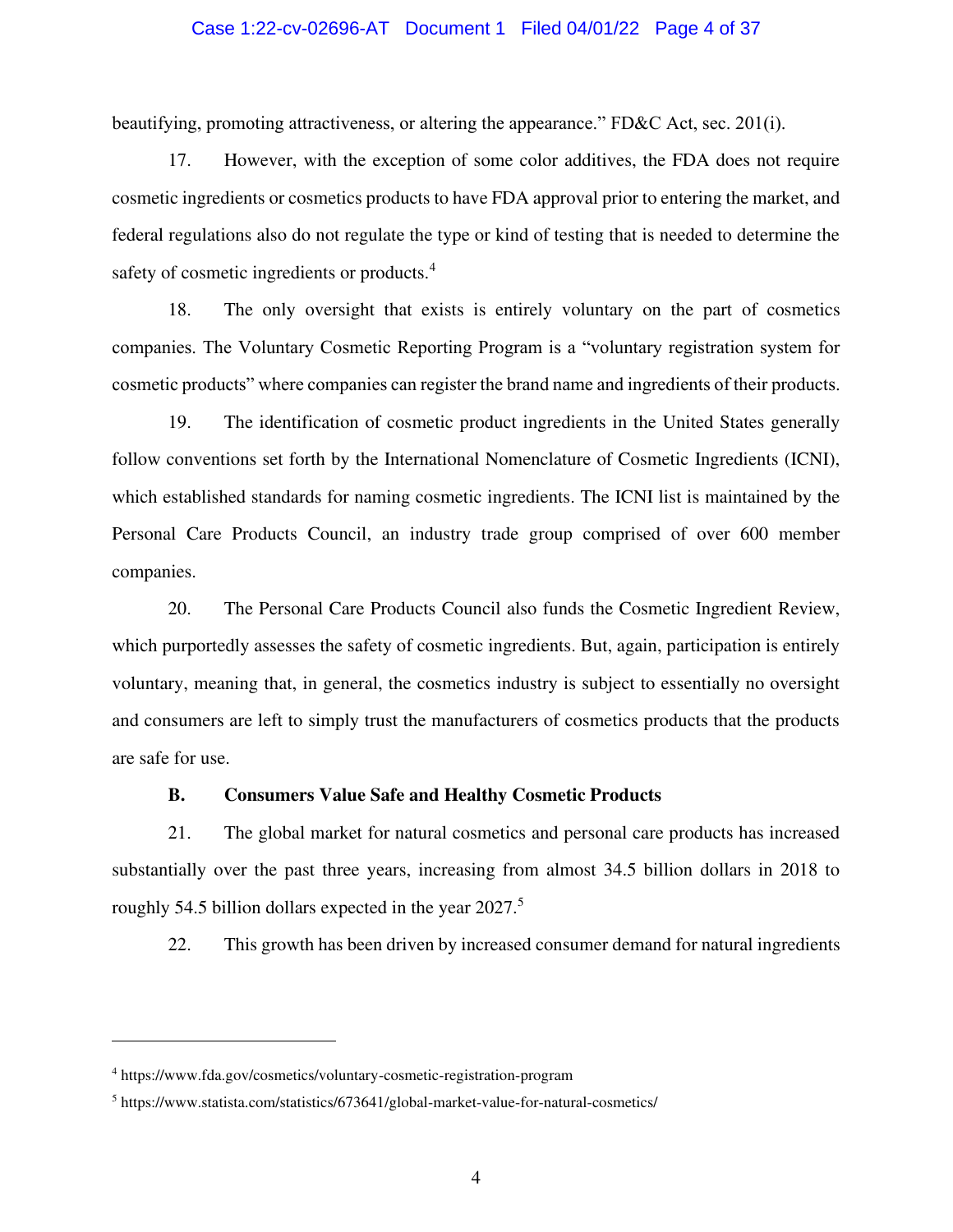beautifying, promoting attractiveness, or altering the appearance." FD&C Act, sec. 201(i).

17. However, with the exception of some color additives, the FDA does not require cosmetic ingredients or cosmetics products to have FDA approval prior to entering the market, and federal regulations also do not regulate the type or kind of testing that is needed to determine the safety of cosmetic ingredients or products.[4]

18. The only oversight that exists is entirely voluntary on the part of cosmetics companies. The Voluntary Cosmetic Reporting Program is a "voluntary registration system for cosmetic products" where companies can register the brand name and ingredients of their products.

19. The identification of cosmetic product ingredients in the United States generally follow conventions set forth by the International Nomenclature of Cosmetic Ingredients (ICNI), which established standards for naming cosmetic ingredients. The ICNI list is maintained by the Personal Care Products Council, an industry trade group comprised of over 600 member companies.

20. The Personal Care Products Council also funds the Cosmetic Ingredient Review, which purportedly assesses the safety of cosmetic ingredients. But, again, participation is entirely voluntary, meaning that, in general, the cosmetics industry is subject to essentially no oversight and consumers are left to simply trust the manufacturers of cosmetics products that the products are safe for use.

**B. Consumers Value Safe and Healthy Cosmetic Products**

21. The global market for natural cosmetics and personal care products has increased substantially over the past three years, increasing from almost 34.5 billion dollars in 2018 to roughly 54.5 billion dollars expected in the year 2027.[5]

22. This growth has been driven by increased consumer demand for natural ingredients

---

[4] https://www.fda.gov/cosmetics/voluntary-cosmetic-registration-program

[5] https://www.statista.com/statistics/673641/global-market-value-for-natural-cosmetics/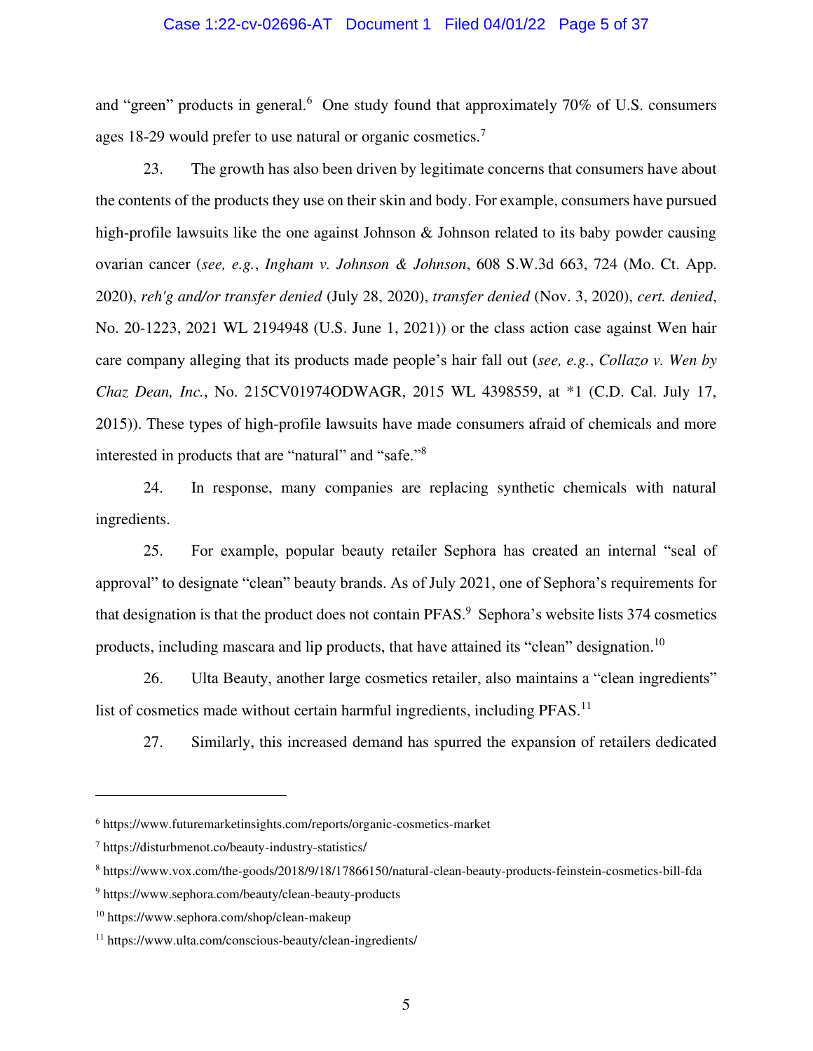and "green" products in general.[6] One study found that approximately 70% of U.S. consumers ages 18-29 would prefer to use natural or organic cosmetics.[7]

23. The growth has also been driven by legitimate concerns that consumers have about the contents of the products they use on their skin and body. For example, consumers have pursued high-profile lawsuits like the one against Johnson & Johnson related to its baby powder causing ovarian cancer (*see, e.g.*, *Ingham v. Johnson & Johnson*, 608 S.W.3d 663, 724 (Mo. Ct. App. 2020), *reh'g and/or transfer denied* (July 28, 2020), *transfer denied* (Nov. 3, 2020), *cert. denied*, No. 20-1223, 2021 WL 2194948 (U.S. June 1, 2021)) or the class action case against Wen hair care company alleging that its products made people's hair fall out (*see, e.g.*, *Collazo v. Wen by Chaz Dean, Inc.*, No. 215CV01974ODWAGR, 2015 WL 4398559, at *1 (C.D. Cal. July 17, 2015)). These types of high-profile lawsuits have made consumers afraid of chemicals and more interested in products that are "natural" and "safe."[8]

24. In response, many companies are replacing synthetic chemicals with natural ingredients.

25. For example, popular beauty retailer Sephora has created an internal "seal of approval" to designate "clean" beauty brands. As of July 2021, one of Sephora's requirements for that designation is that the product does not contain PFAS.[9] Sephora's website lists 374 cosmetics products, including mascara and lip products, that have attained its "clean" designation.[10]

26. Ulta Beauty, another large cosmetics retailer, also maintains a "clean ingredients" list of cosmetics made without certain harmful ingredients, including PFAS.[11]

27. Similarly, this increased demand has spurred the expansion of retailers dedicated

---

[6] https://www.futuremarketinsights.com/reports/organic-cosmetics-market

[7] https://disturbmenot.co/beauty-industry-statistics/

[8] https://www.vox.com/the-goods/2018/9/18/17866150/natural-clean-beauty-products-feinstein-cosmetics-bill-fda

[9] https://www.sephora.com/beauty/clean-beauty-products

[10] https://www.sephora.com/shop/clean-makeup

[11] https://www.ulta.com/conscious-beauty/clean-ingredients/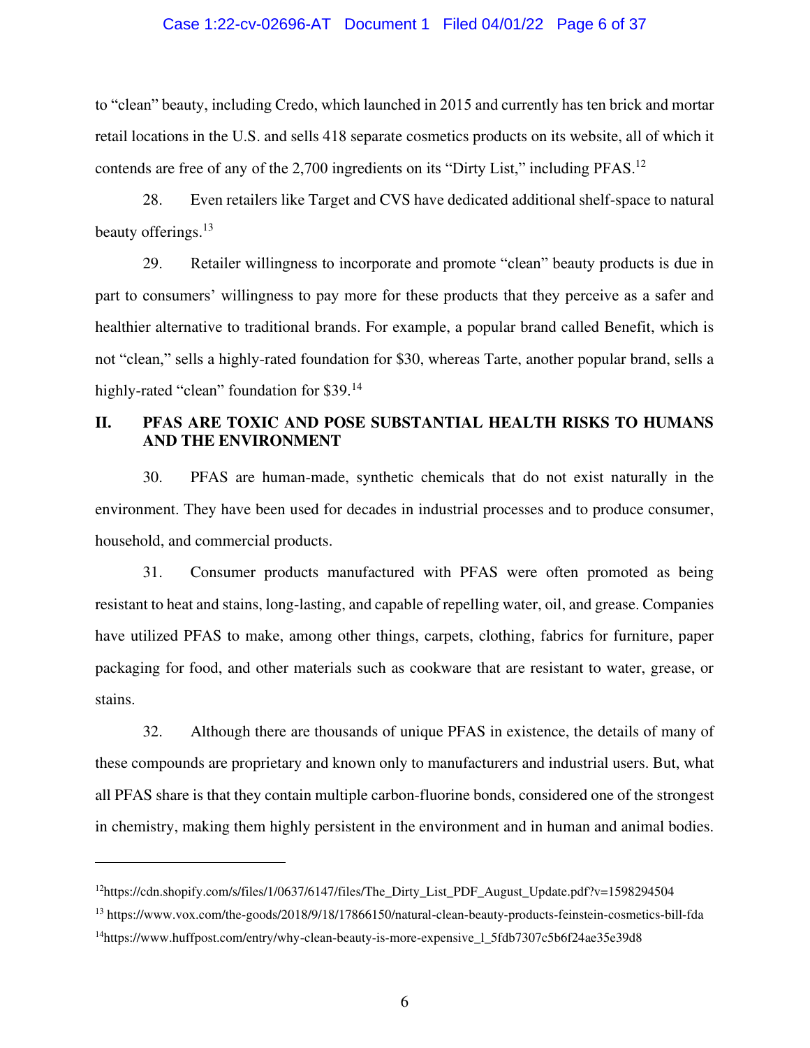to "clean" beauty, including Credo, which launched in 2015 and currently has ten brick and mortar retail locations in the U.S. and sells 418 separate cosmetics products on its website, all of which it contends are free of any of the 2,700 ingredients on its "Dirty List," including PFAS.[12]

28. Even retailers like Target and CVS have dedicated additional shelf-space to natural beauty offerings.[13]

29. Retailer willingness to incorporate and promote "clean" beauty products is due in part to consumers' willingness to pay more for these products that they perceive as a safer and healthier alternative to traditional brands. For example, a popular brand called Benefit, which is not "clean," sells a highly-rated foundation for $30, whereas Tarte, another popular brand, sells a highly-rated "clean" foundation for $39.[14]

## II. PFAS ARE TOXIC AND POSE SUBSTANTIAL HEALTH RISKS TO HUMANS AND THE ENVIRONMENT

30. PFAS are human-made, synthetic chemicals that do not exist naturally in the environment. They have been used for decades in industrial processes and to produce consumer, household, and commercial products.

31. Consumer products manufactured with PFAS were often promoted as being resistant to heat and stains, long-lasting, and capable of repelling water, oil, and grease. Companies have utilized PFAS to make, among other things, carpets, clothing, fabrics for furniture, paper packaging for food, and other materials such as cookware that are resistant to water, grease, or stains.

32. Although there are thousands of unique PFAS in existence, the details of many of these compounds are proprietary and known only to manufacturers and industrial users. But, what all PFAS share is that they contain multiple carbon-fluorine bonds, considered one of the strongest in chemistry, making them highly persistent in the environment and in human and animal bodies.

---

[12] https://cdn.shopify.com/s/files/1/0637/6147/files/The_Dirty_List_PDF_August_Update.pdf?v=1598294504

[13] https://www.vox.com/the-goods/2018/9/18/17866150/natural-clean-beauty-products-feinstein-cosmetics-bill-fda

[14] https://www.huffpost.com/entry/why-clean-beauty-is-more-expensive_l_5fdb7307c5b6f24ae35e39d8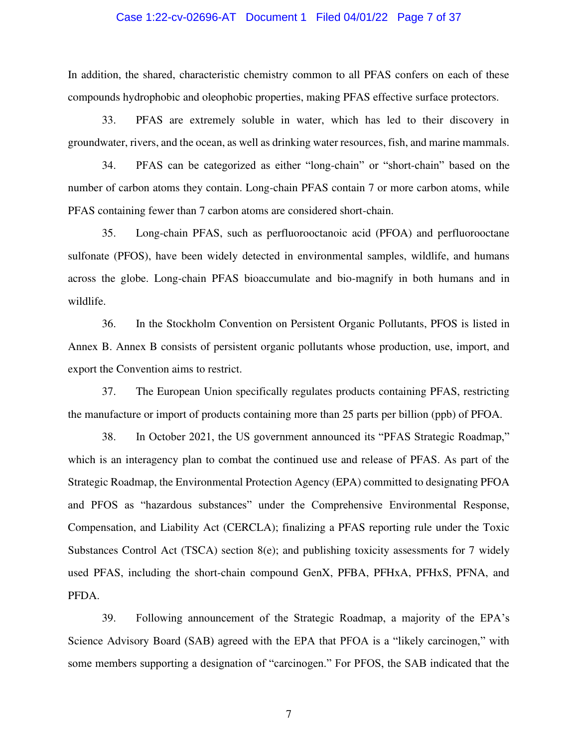In addition, the shared, characteristic chemistry common to all PFAS confers on each of these compounds hydrophobic and oleophobic properties, making PFAS effective surface protectors.

33. PFAS are extremely soluble in water, which has led to their discovery in groundwater, rivers, and the ocean, as well as drinking water resources, fish, and marine mammals.

34. PFAS can be categorized as either "long-chain" or "short-chain" based on the number of carbon atoms they contain. Long-chain PFAS contain 7 or more carbon atoms, while PFAS containing fewer than 7 carbon atoms are considered short-chain.

35. Long-chain PFAS, such as perfluorooctanoic acid (PFOA) and perfluorooctane sulfonate (PFOS), have been widely detected in environmental samples, wildlife, and humans across the globe. Long-chain PFAS bioaccumulate and bio-magnify in both humans and in wildlife.

36. In the Stockholm Convention on Persistent Organic Pollutants, PFOS is listed in Annex B. Annex B consists of persistent organic pollutants whose production, use, import, and export the Convention aims to restrict.

37. The European Union specifically regulates products containing PFAS, restricting the manufacture or import of products containing more than 25 parts per billion (ppb) of PFOA.

38. In October 2021, the US government announced its "PFAS Strategic Roadmap," which is an interagency plan to combat the continued use and release of PFAS. As part of the Strategic Roadmap, the Environmental Protection Agency (EPA) committed to designating PFOA and PFOS as "hazardous substances" under the Comprehensive Environmental Response, Compensation, and Liability Act (CERCLA); finalizing a PFAS reporting rule under the Toxic Substances Control Act (TSCA) section 8(e); and publishing toxicity assessments for 7 widely used PFAS, including the short-chain compound GenX, PFBA, PFHxA, PFHxS, PFNA, and PFDA.

39. Following announcement of the Strategic Roadmap, a majority of the EPA's Science Advisory Board (SAB) agreed with the EPA that PFOA is a "likely carcinogen," with some members supporting a designation of "carcinogen." For PFOS, the SAB indicated that the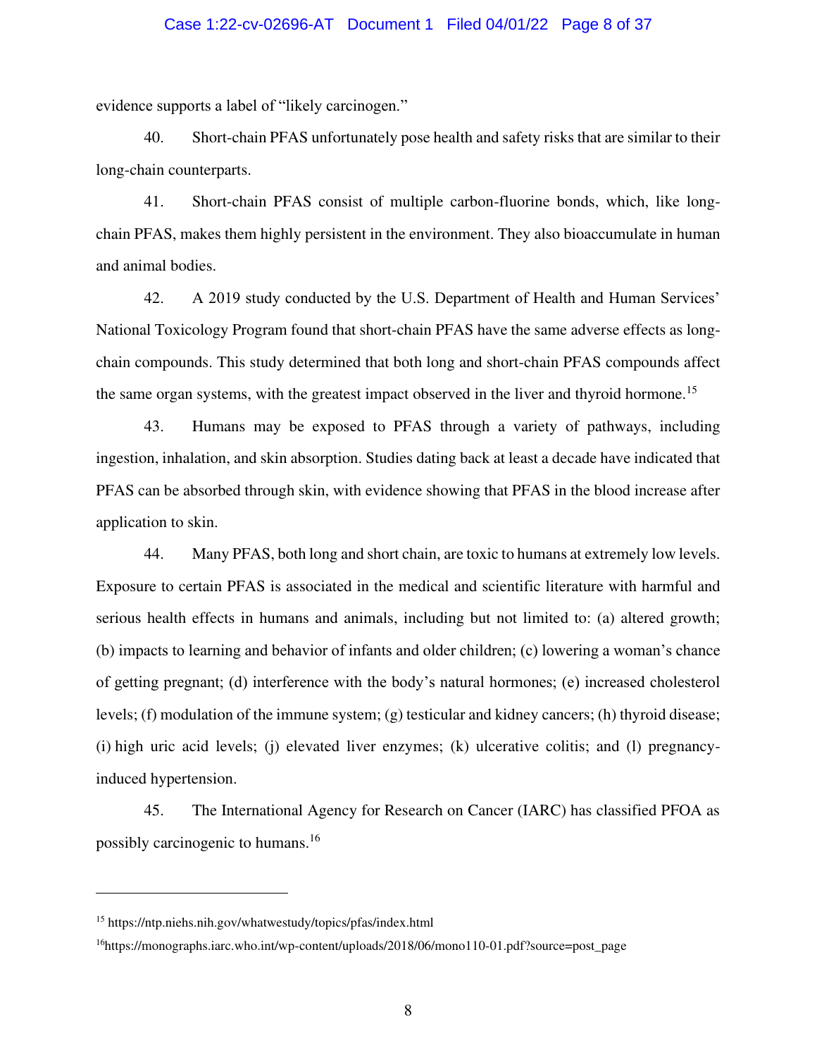evidence supports a label of "likely carcinogen."

40. Short-chain PFAS unfortunately pose health and safety risks that are similar to their long-chain counterparts.

41. Short-chain PFAS consist of multiple carbon-fluorine bonds, which, like long-chain PFAS, makes them highly persistent in the environment. They also bioaccumulate in human and animal bodies.

42. A 2019 study conducted by the U.S. Department of Health and Human Services' National Toxicology Program found that short-chain PFAS have the same adverse effects as long-chain compounds. This study determined that both long and short-chain PFAS compounds affect the same organ systems, with the greatest impact observed in the liver and thyroid hormone.[15]

43. Humans may be exposed to PFAS through a variety of pathways, including ingestion, inhalation, and skin absorption. Studies dating back at least a decade have indicated that PFAS can be absorbed through skin, with evidence showing that PFAS in the blood increase after application to skin.

44. Many PFAS, both long and short chain, are toxic to humans at extremely low levels. Exposure to certain PFAS is associated in the medical and scientific literature with harmful and serious health effects in humans and animals, including but not limited to: (a) altered growth; (b) impacts to learning and behavior of infants and older children; (c) lowering a woman's chance of getting pregnant; (d) interference with the body's natural hormones; (e) increased cholesterol levels; (f) modulation of the immune system; (g) testicular and kidney cancers; (h) thyroid disease; (i) high uric acid levels; (j) elevated liver enzymes; (k) ulcerative colitis; and (l) pregnancy-induced hypertension.

45. The International Agency for Research on Cancer (IARC) has classified PFOA as possibly carcinogenic to humans.[16]

---

[15] https://ntp.niehs.nih.gov/whatwestudy/topics/pfas/index.html

[16] https://monographs.iarc.who.int/wp-content/uploads/2018/06/mono110-01.pdf?source=post_page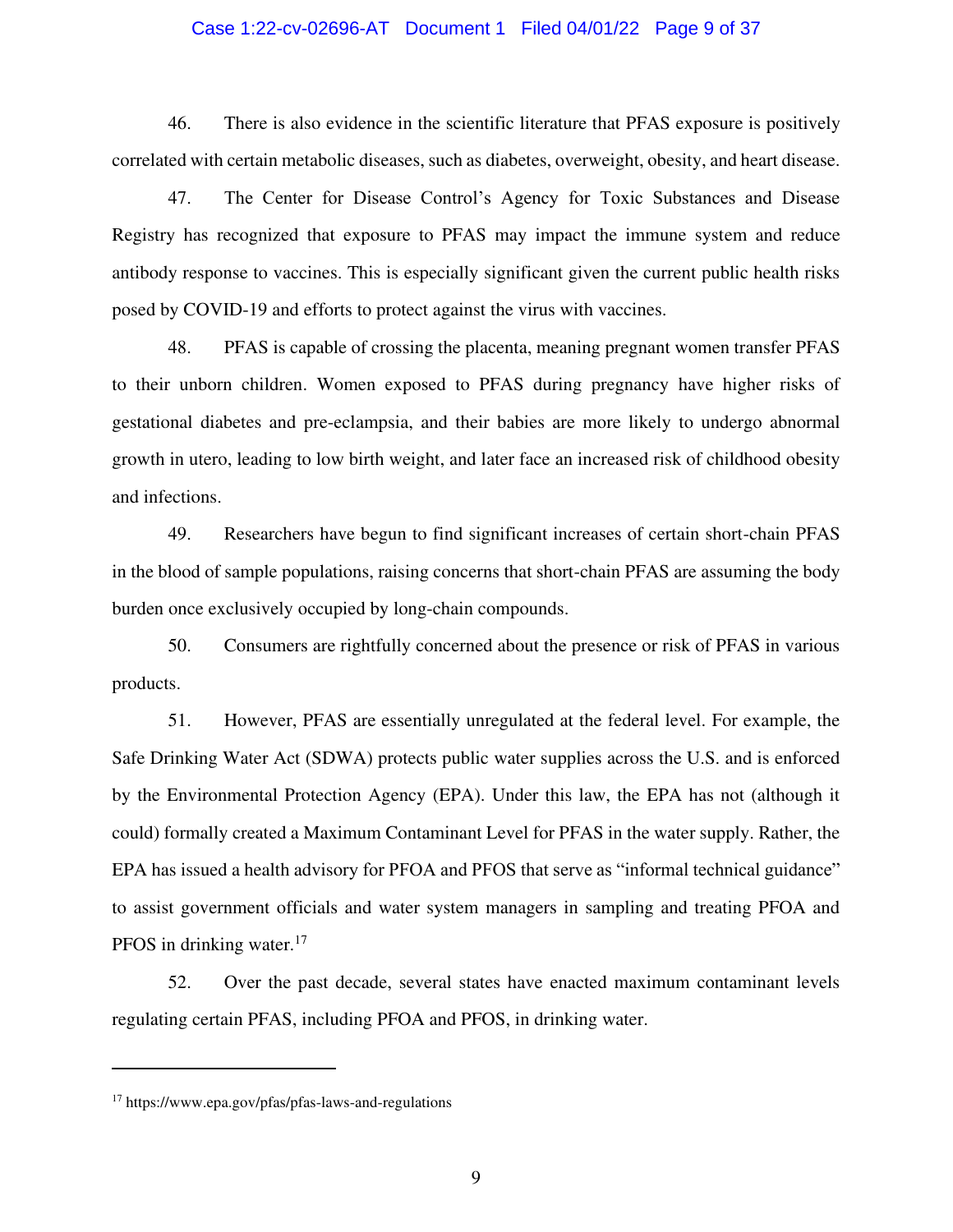46. There is also evidence in the scientific literature that PFAS exposure is positively correlated with certain metabolic diseases, such as diabetes, overweight, obesity, and heart disease.

47. The Center for Disease Control's Agency for Toxic Substances and Disease Registry has recognized that exposure to PFAS may impact the immune system and reduce antibody response to vaccines. This is especially significant given the current public health risks posed by COVID-19 and efforts to protect against the virus with vaccines.

48. PFAS is capable of crossing the placenta, meaning pregnant women transfer PFAS to their unborn children. Women exposed to PFAS during pregnancy have higher risks of gestational diabetes and pre-eclampsia, and their babies are more likely to undergo abnormal growth in utero, leading to low birth weight, and later face an increased risk of childhood obesity and infections.

49. Researchers have begun to find significant increases of certain short-chain PFAS in the blood of sample populations, raising concerns that short-chain PFAS are assuming the body burden once exclusively occupied by long-chain compounds.

50. Consumers are rightfully concerned about the presence or risk of PFAS in various products.

51. However, PFAS are essentially unregulated at the federal level. For example, the Safe Drinking Water Act (SDWA) protects public water supplies across the U.S. and is enforced by the Environmental Protection Agency (EPA). Under this law, the EPA has not (although it could) formally created a Maximum Contaminant Level for PFAS in the water supply. Rather, the EPA has issued a health advisory for PFOA and PFOS that serve as "informal technical guidance" to assist government officials and water system managers in sampling and treating PFOA and PFOS in drinking water.[17]

52. Over the past decade, several states have enacted maximum contaminant levels regulating certain PFAS, including PFOA and PFOS, in drinking water.

---

[17] https://www.epa.gov/pfas/pfas-laws-and-regulations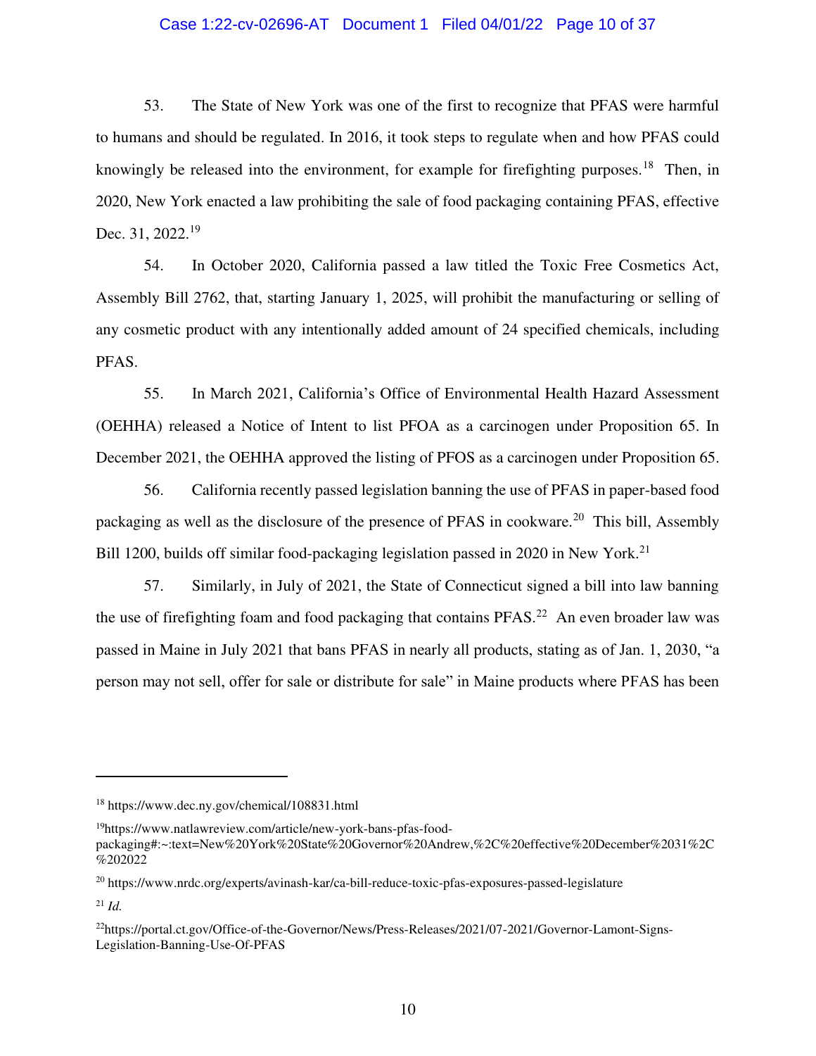53. The State of New York was one of the first to recognize that PFAS were harmful to humans and should be regulated. In 2016, it took steps to regulate when and how PFAS could knowingly be released into the environment, for example for firefighting purposes.[18] Then, in 2020, New York enacted a law prohibiting the sale of food packaging containing PFAS, effective Dec. 31, 2022.[19]

54. In October 2020, California passed a law titled the Toxic Free Cosmetics Act, Assembly Bill 2762, that, starting January 1, 2025, will prohibit the manufacturing or selling of any cosmetic product with any intentionally added amount of 24 specified chemicals, including PFAS.

55. In March 2021, California's Office of Environmental Health Hazard Assessment (OEHHA) released a Notice of Intent to list PFOA as a carcinogen under Proposition 65. In December 2021, the OEHHA approved the listing of PFOS as a carcinogen under Proposition 65.

56. California recently passed legislation banning the use of PFAS in paper-based food packaging as well as the disclosure of the presence of PFAS in cookware.[20] This bill, Assembly Bill 1200, builds off similar food-packaging legislation passed in 2020 in New York.[21]

57. Similarly, in July of 2021, the State of Connecticut signed a bill into law banning the use of firefighting foam and food packaging that contains PFAS.[22] An even broader law was passed in Maine in July 2021 that bans PFAS in nearly all products, stating as of Jan. 1, 2030, "a person may not sell, offer for sale or distribute for sale" in Maine products where PFAS has been

---

[18] https://www.dec.ny.gov/chemical/108831.html

[19] https://www.natlawreview.com/article/new-york-bans-pfas-food-packaging#:~:text=New%20York%20State%20Governor%20Andrew,%2C%20effective%20December%2031%2C%202022

[20] https://www.nrdc.org/experts/avinash-kar/ca-bill-reduce-toxic-pfas-exposures-passed-legislature

[21] *Id.*

[22] https://portal.ct.gov/Office-of-the-Governor/News/Press-Releases/2021/07-2021/Governor-Lamont-Signs-Legislation-Banning-Use-Of-PFAS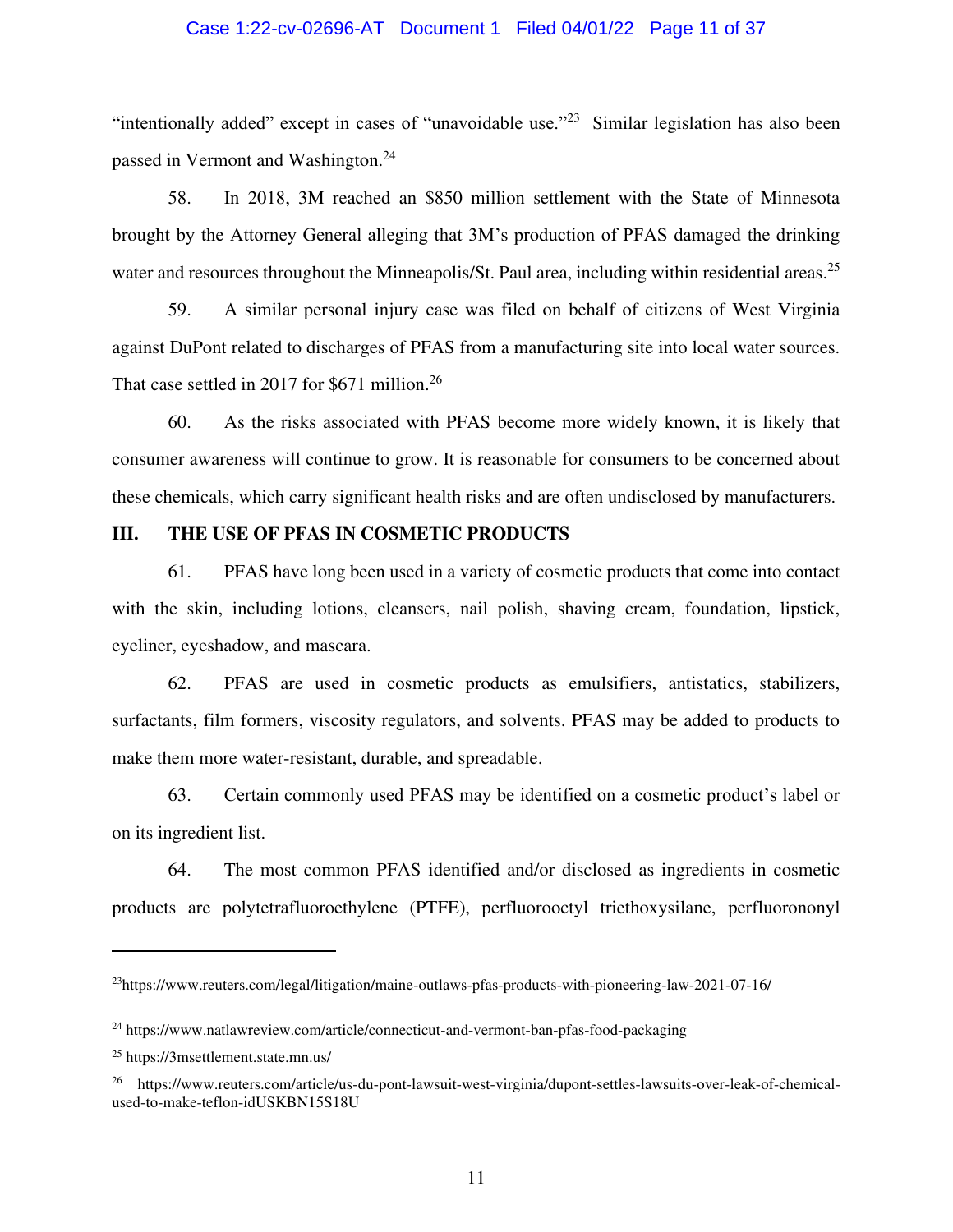"intentionally added" except in cases of "unavoidable use."[23] Similar legislation has also been passed in Vermont and Washington.[24]

58. In 2018, 3M reached an $850 million settlement with the State of Minnesota brought by the Attorney General alleging that 3M's production of PFAS damaged the drinking water and resources throughout the Minneapolis/St. Paul area, including within residential areas.[25]

59. A similar personal injury case was filed on behalf of citizens of West Virginia against DuPont related to discharges of PFAS from a manufacturing site into local water sources. That case settled in 2017 for $671 million.[26]

60. As the risks associated with PFAS become more widely known, it is likely that consumer awareness will continue to grow. It is reasonable for consumers to be concerned about these chemicals, which carry significant health risks and are often undisclosed by manufacturers.

## III. THE USE OF PFAS IN COSMETIC PRODUCTS

61. PFAS have long been used in a variety of cosmetic products that come into contact with the skin, including lotions, cleansers, nail polish, shaving cream, foundation, lipstick, eyeliner, eyeshadow, and mascara.

62. PFAS are used in cosmetic products as emulsifiers, antistatics, stabilizers, surfactants, film formers, viscosity regulators, and solvents. PFAS may be added to products to make them more water-resistant, durable, and spreadable.

63. Certain commonly used PFAS may be identified on a cosmetic product's label or on its ingredient list.

64. The most common PFAS identified and/or disclosed as ingredients in cosmetic products are polytetrafluoroethylene (PTFE), perfluorooctyl triethoxysilane, perfluorononyl

---

[23] https://www.reuters.com/legal/litigation/maine-outlaws-pfas-products-with-pioneering-law-2021-07-16/

[24] https://www.natlawreview.com/article/connecticut-and-vermont-ban-pfas-food-packaging

[25] https://3msettlement.state.mn.us/

[26] https://www.reuters.com/article/us-du-pont-lawsuit-west-virginia/dupont-settles-lawsuits-over-leak-of-chemical-used-to-make-teflon-idUSKBN15S18U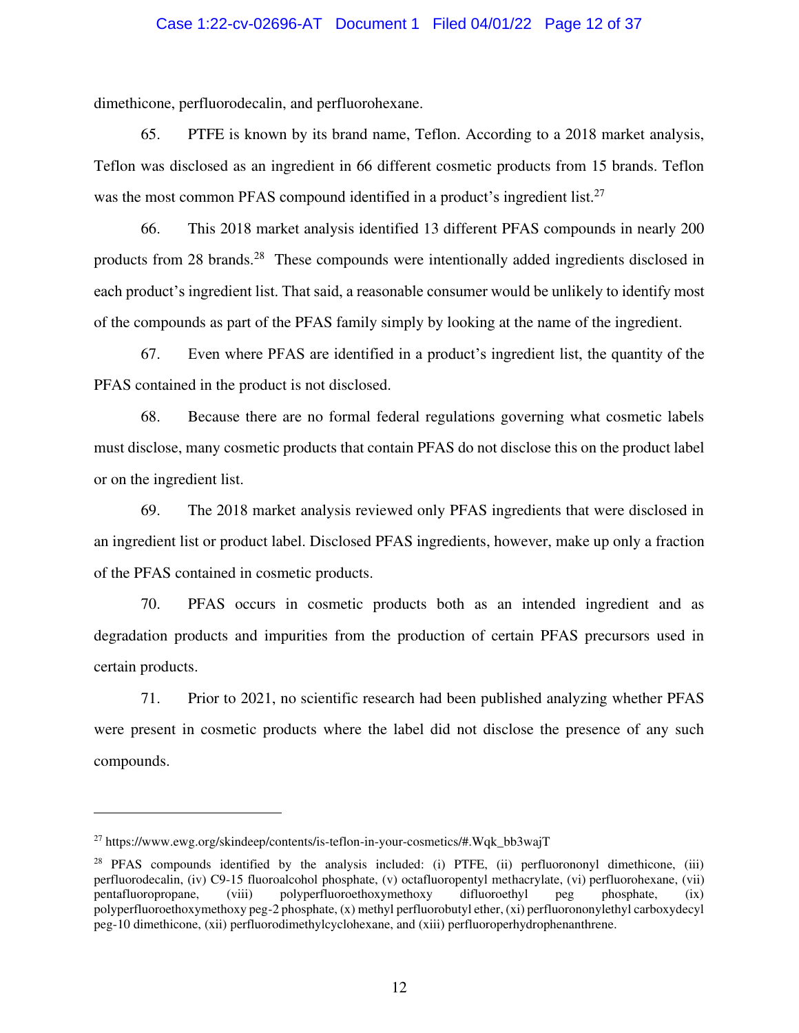dimethicone, perfluorodecalin, and perfluorohexane.

65. PTFE is known by its brand name, Teflon. According to a 2018 market analysis, Teflon was disclosed as an ingredient in 66 different cosmetic products from 15 brands. Teflon was the most common PFAS compound identified in a product's ingredient list.[27]

66. This 2018 market analysis identified 13 different PFAS compounds in nearly 200 products from 28 brands.[28] These compounds were intentionally added ingredients disclosed in each product's ingredient list. That said, a reasonable consumer would be unlikely to identify most of the compounds as part of the PFAS family simply by looking at the name of the ingredient.

67. Even where PFAS are identified in a product's ingredient list, the quantity of the PFAS contained in the product is not disclosed.

68. Because there are no formal federal regulations governing what cosmetic labels must disclose, many cosmetic products that contain PFAS do not disclose this on the product label or on the ingredient list.

69. The 2018 market analysis reviewed only PFAS ingredients that were disclosed in an ingredient list or product label. Disclosed PFAS ingredients, however, make up only a fraction of the PFAS contained in cosmetic products.

70. PFAS occurs in cosmetic products both as an intended ingredient and as degradation products and impurities from the production of certain PFAS precursors used in certain products.

71. Prior to 2021, no scientific research had been published analyzing whether PFAS were present in cosmetic products where the label did not disclose the presence of any such compounds.

---

[27] https://www.ewg.org/skindeep/contents/is-teflon-in-your-cosmetics/#.Wqk_bb3wajT

[28] PFAS compounds identified by the analysis included: (i) PTFE, (ii) perfluorononyl dimethicone, (iii) perfluorodecalin, (iv) C9-15 fluoroalcohol phosphate, (v) octafluoropentyl methacrylate, (vi) perfluorohexane, (vii) pentafluoropropane, (viii) polyperfluoroethoxymethoxy difluoroethyl peg phosphate, (ix) polyperfluoroethoxymethoxy peg-2 phosphate, (x) methyl perfluorobutyl ether, (xi) perfluorononylethyl carboxydecyl peg-10 dimethicone, (xii) perfluorodimethylcyclohexane, and (xiii) perfluoroperhydrophenanthrene.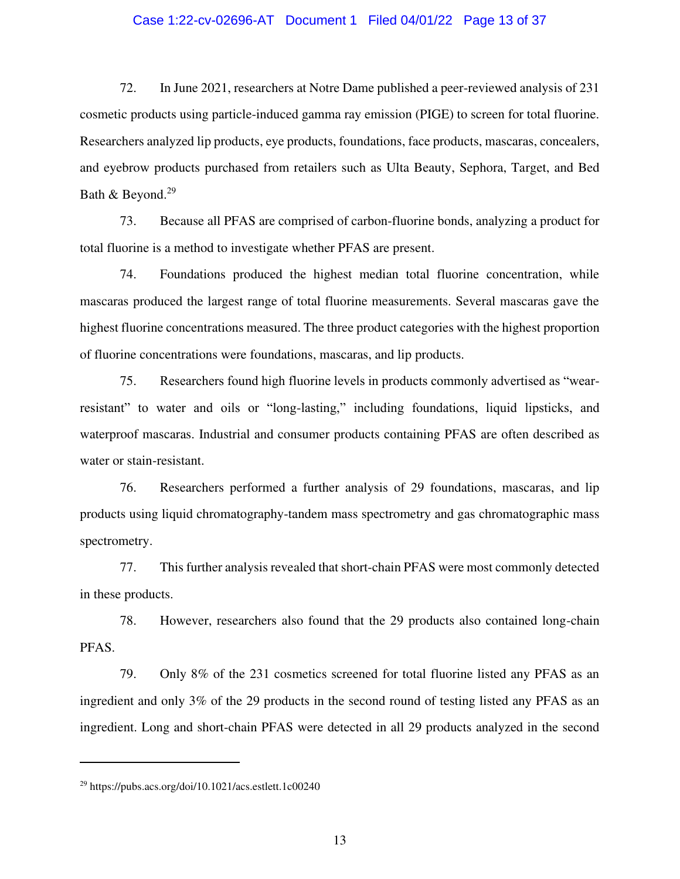72. In June 2021, researchers at Notre Dame published a peer-reviewed analysis of 231 cosmetic products using particle-induced gamma ray emission (PIGE) to screen for total fluorine. Researchers analyzed lip products, eye products, foundations, face products, mascaras, concealers, and eyebrow products purchased from retailers such as Ulta Beauty, Sephora, Target, and Bed Bath & Beyond.[29]

73. Because all PFAS are comprised of carbon-fluorine bonds, analyzing a product for total fluorine is a method to investigate whether PFAS are present.

74. Foundations produced the highest median total fluorine concentration, while mascaras produced the largest range of total fluorine measurements. Several mascaras gave the highest fluorine concentrations measured. The three product categories with the highest proportion of fluorine concentrations were foundations, mascaras, and lip products.

75. Researchers found high fluorine levels in products commonly advertised as "wear-resistant" to water and oils or "long-lasting," including foundations, liquid lipsticks, and waterproof mascaras. Industrial and consumer products containing PFAS are often described as water or stain-resistant.

76. Researchers performed a further analysis of 29 foundations, mascaras, and lip products using liquid chromatography-tandem mass spectrometry and gas chromatographic mass spectrometry.

77. This further analysis revealed that short-chain PFAS were most commonly detected in these products.

78. However, researchers also found that the 29 products also contained long-chain PFAS.

79. Only 8% of the 231 cosmetics screened for total fluorine listed any PFAS as an ingredient and only 3% of the 29 products in the second round of testing listed any PFAS as an ingredient. Long and short-chain PFAS were detected in all 29 products analyzed in the second

---

[29] https://pubs.acs.org/doi/10.1021/acs.estlett.1c00240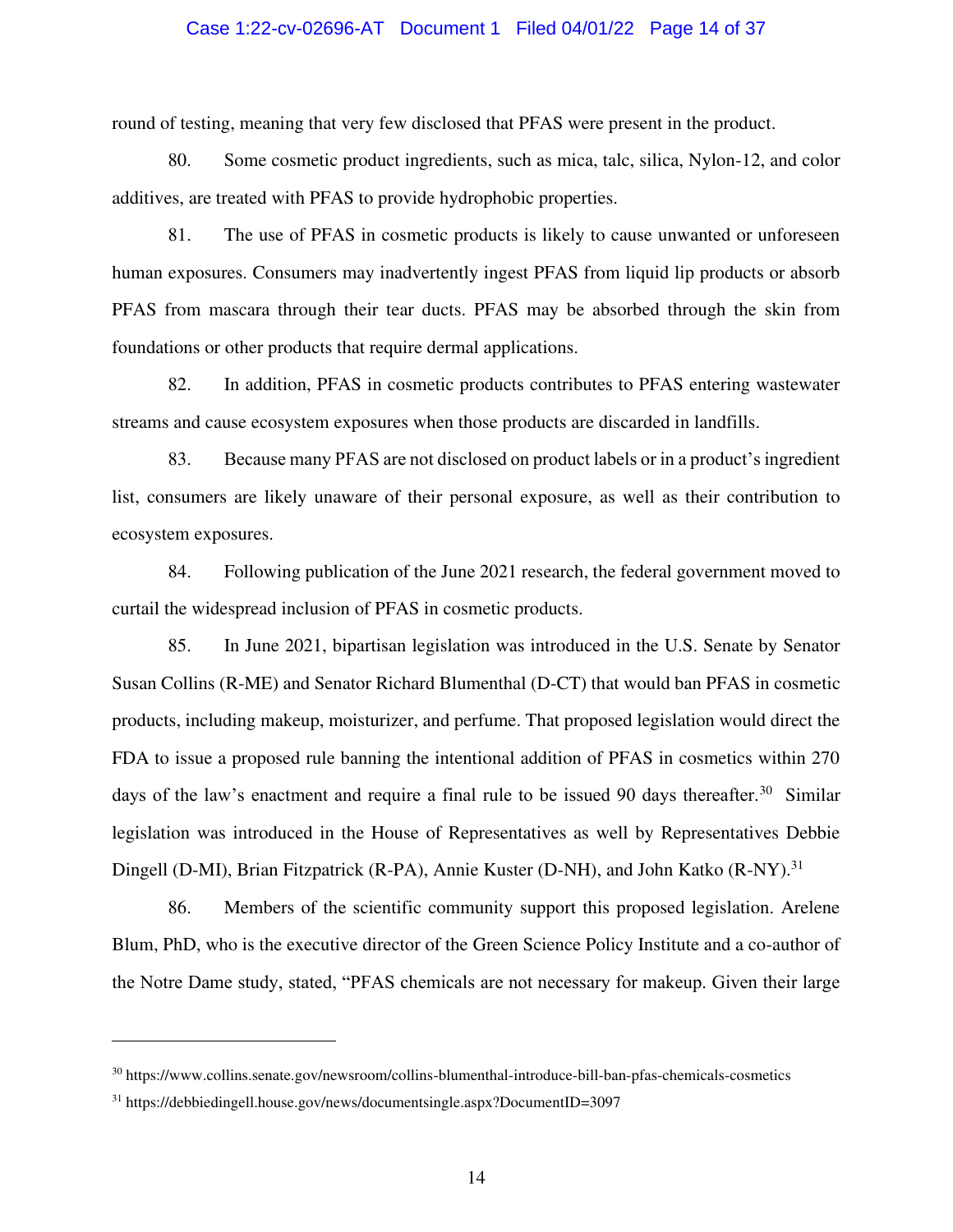round of testing, meaning that very few disclosed that PFAS were present in the product.

80. Some cosmetic product ingredients, such as mica, talc, silica, Nylon-12, and color additives, are treated with PFAS to provide hydrophobic properties.

81. The use of PFAS in cosmetic products is likely to cause unwanted or unforeseen human exposures. Consumers may inadvertently ingest PFAS from liquid lip products or absorb PFAS from mascara through their tear ducts. PFAS may be absorbed through the skin from foundations or other products that require dermal applications.

82. In addition, PFAS in cosmetic products contributes to PFAS entering wastewater streams and cause ecosystem exposures when those products are discarded in landfills.

83. Because many PFAS are not disclosed on product labels or in a product's ingredient list, consumers are likely unaware of their personal exposure, as well as their contribution to ecosystem exposures.

84. Following publication of the June 2021 research, the federal government moved to curtail the widespread inclusion of PFAS in cosmetic products.

85. In June 2021, bipartisan legislation was introduced in the U.S. Senate by Senator Susan Collins (R-ME) and Senator Richard Blumenthal (D-CT) that would ban PFAS in cosmetic products, including makeup, moisturizer, and perfume. That proposed legislation would direct the FDA to issue a proposed rule banning the intentional addition of PFAS in cosmetics within 270 days of the law's enactment and require a final rule to be issued 90 days thereafter.[30] Similar legislation was introduced in the House of Representatives as well by Representatives Debbie Dingell (D-MI), Brian Fitzpatrick (R-PA), Annie Kuster (D-NH), and John Katko (R-NY).[31]

86. Members of the scientific community support this proposed legislation. Arelene Blum, PhD, who is the executive director of the Green Science Policy Institute and a co-author of the Notre Dame study, stated, "PFAS chemicals are not necessary for makeup. Given their large

---

[30] https://www.collins.senate.gov/newsroom/collins-blumenthal-introduce-bill-ban-pfas-chemicals-cosmetics

[31] https://debbiedingell.house.gov/news/documentsingle.aspx?DocumentID=3097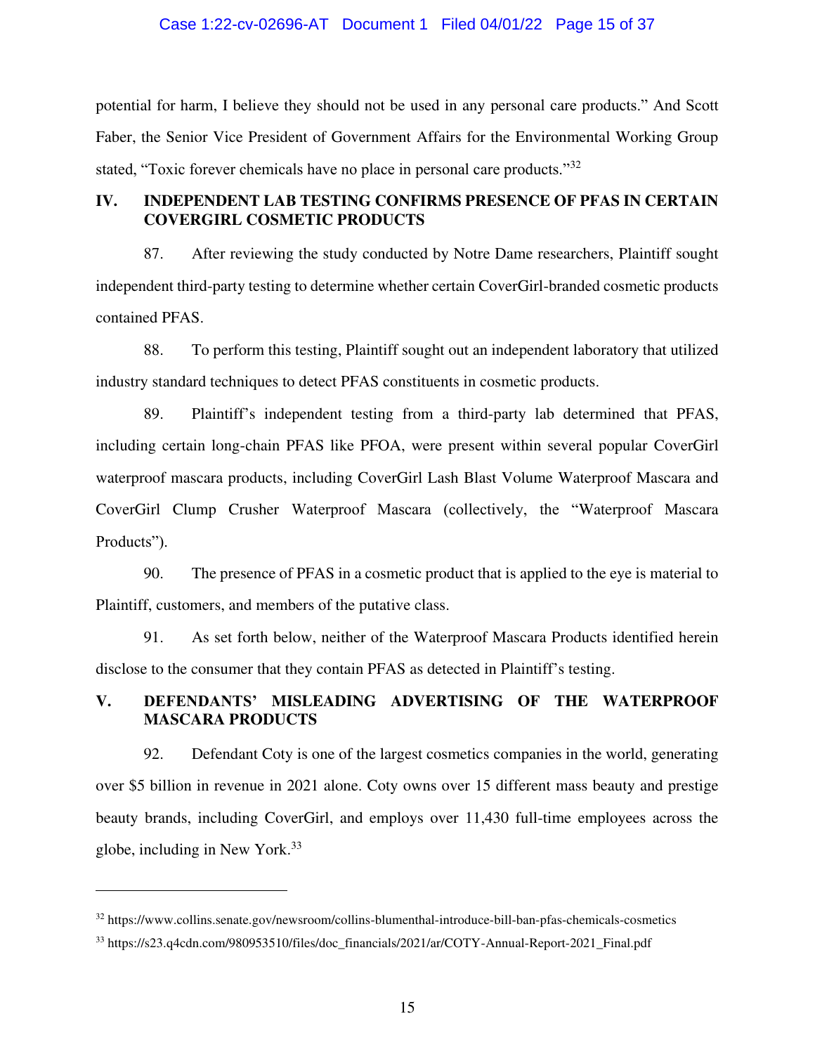potential for harm, I believe they should not be used in any personal care products." And Scott Faber, the Senior Vice President of Government Affairs for the Environmental Working Group stated, "Toxic forever chemicals have no place in personal care products."[32]

## IV. INDEPENDENT LAB TESTING CONFIRMS PRESENCE OF PFAS IN CERTAIN COVERGIRL COSMETIC PRODUCTS

87. After reviewing the study conducted by Notre Dame researchers, Plaintiff sought independent third-party testing to determine whether certain CoverGirl-branded cosmetic products contained PFAS.

88. To perform this testing, Plaintiff sought out an independent laboratory that utilized industry standard techniques to detect PFAS constituents in cosmetic products.

89. Plaintiff's independent testing from a third-party lab determined that PFAS, including certain long-chain PFAS like PFOA, were present within several popular CoverGirl waterproof mascara products, including CoverGirl Lash Blast Volume Waterproof Mascara and CoverGirl Clump Crusher Waterproof Mascara (collectively, the "Waterproof Mascara Products").

90. The presence of PFAS in a cosmetic product that is applied to the eye is material to Plaintiff, customers, and members of the putative class.

91. As set forth below, neither of the Waterproof Mascara Products identified herein disclose to the consumer that they contain PFAS as detected in Plaintiff's testing.

## V. DEFENDANTS' MISLEADING ADVERTISING OF THE WATERPROOF MASCARA PRODUCTS

92. Defendant Coty is one of the largest cosmetics companies in the world, generating over $5 billion in revenue in 2021 alone. Coty owns over 15 different mass beauty and prestige beauty brands, including CoverGirl, and employs over 11,430 full-time employees across the globe, including in New York.[33]

---

[32] https://www.collins.senate.gov/newsroom/collins-blumenthal-introduce-bill-ban-pfas-chemicals-cosmetics

[33] https://s23.q4cdn.com/980953510/files/doc_financials/2021/ar/COTY-Annual-Report-2021_Final.pdf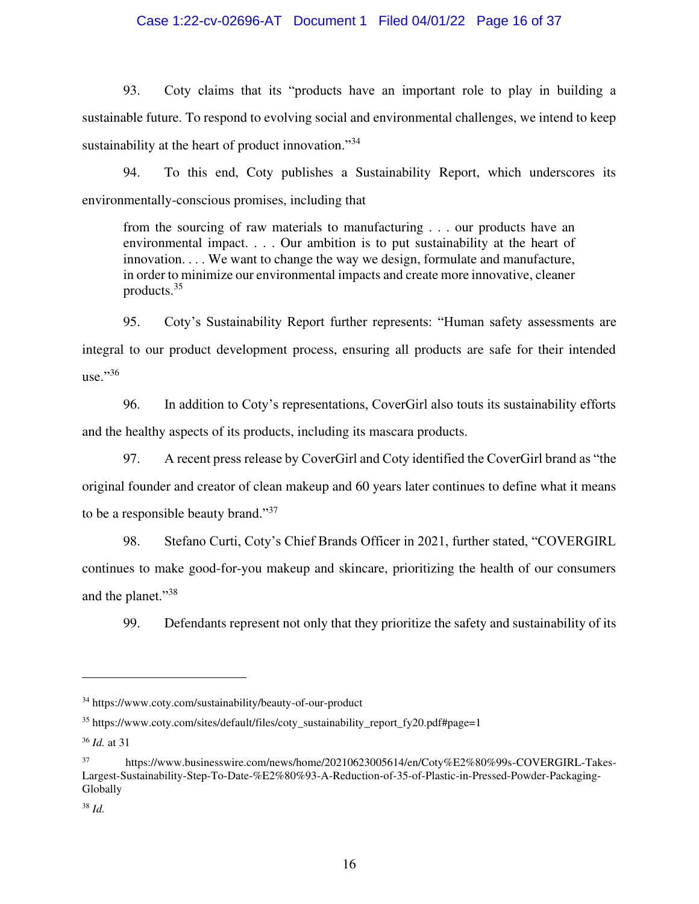93. Coty claims that its "products have an important role to play in building a sustainable future. To respond to evolving social and environmental challenges, we intend to keep sustainability at the heart of product innovation."[34]

94. To this end, Coty publishes a Sustainability Report, which underscores its environmentally-conscious promises, including that

> from the sourcing of raw materials to manufacturing . . . our products have an environmental impact. . . . Our ambition is to put sustainability at the heart of innovation. . . . We want to change the way we design, formulate and manufacture, in order to minimize our environmental impacts and create more innovative, cleaner products.[35]

95. Coty's Sustainability Report further represents: "Human safety assessments are integral to our product development process, ensuring all products are safe for their intended use."[36]

96. In addition to Coty's representations, CoverGirl also touts its sustainability efforts and the healthy aspects of its products, including its mascara products.

97. A recent press release by CoverGirl and Coty identified the CoverGirl brand as "the original founder and creator of clean makeup and 60 years later continues to define what it means to be a responsible beauty brand."[37]

98. Stefano Curti, Coty's Chief Brands Officer in 2021, further stated, "COVERGIRL continues to make good-for-you makeup and skincare, prioritizing the health of our consumers and the planet."[38]

99. Defendants represent not only that they prioritize the safety and sustainability of its

---

[34] https://www.coty.com/sustainability/beauty-of-our-product

[35] https://www.coty.com/sites/default/files/coty_sustainability_report_fy20.pdf#page=1

[36] *Id.* at 31

[37] https://www.businesswire.com/news/home/20210623005614/en/Coty%E2%80%99s-COVERGIRL-Takes-Largest-Sustainability-Step-To-Date-%E2%80%93-A-Reduction-of-35-of-Plastic-in-Pressed-Powder-Packaging-Globally

[38] *Id.*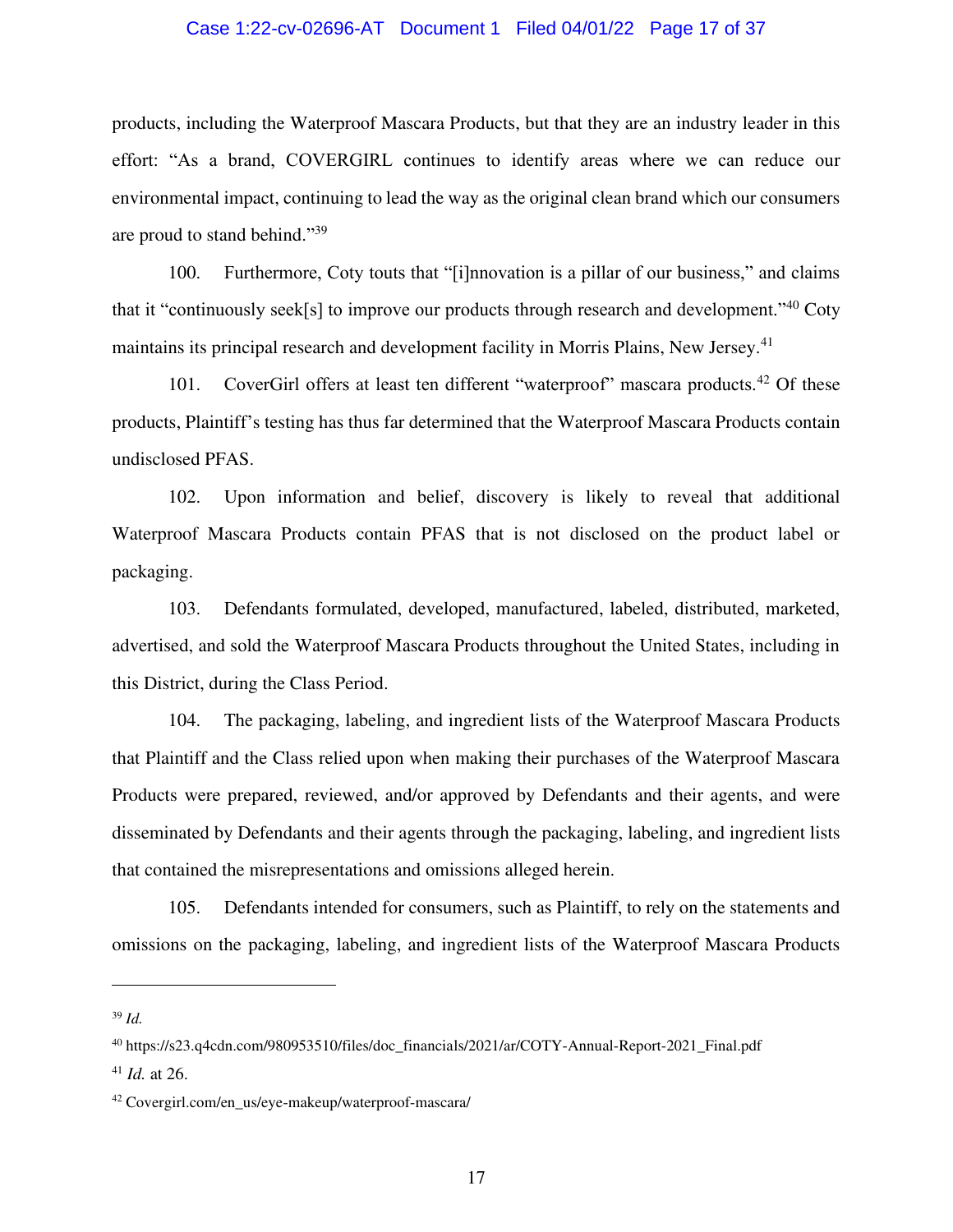products, including the Waterproof Mascara Products, but that they are an industry leader in this effort: "As a brand, COVERGIRL continues to identify areas where we can reduce our environmental impact, continuing to lead the way as the original clean brand which our consumers are proud to stand behind."[39]

100. Furthermore, Coty touts that "[i]nnovation is a pillar of our business," and claims that it "continuously seek[s] to improve our products through research and development."[40] Coty maintains its principal research and development facility in Morris Plains, New Jersey.[41]

101. CoverGirl offers at least ten different "waterproof" mascara products.[42] Of these products, Plaintiff's testing has thus far determined that the Waterproof Mascara Products contain undisclosed PFAS.

102. Upon information and belief, discovery is likely to reveal that additional Waterproof Mascara Products contain PFAS that is not disclosed on the product label or packaging.

103. Defendants formulated, developed, manufactured, labeled, distributed, marketed, advertised, and sold the Waterproof Mascara Products throughout the United States, including in this District, during the Class Period.

104. The packaging, labeling, and ingredient lists of the Waterproof Mascara Products that Plaintiff and the Class relied upon when making their purchases of the Waterproof Mascara Products were prepared, reviewed, and/or approved by Defendants and their agents, and were disseminated by Defendants and their agents through the packaging, labeling, and ingredient lists that contained the misrepresentations and omissions alleged herein.

105. Defendants intended for consumers, such as Plaintiff, to rely on the statements and omissions on the packaging, labeling, and ingredient lists of the Waterproof Mascara Products

---

[39] *Id.*

[40] https://s23.q4cdn.com/980953510/files/doc_financials/2021/ar/COTY-Annual-Report-2021_Final.pdf

[41] *Id.* at 26.

[42] Covergirl.com/en_us/eye-makeup/waterproof-mascara/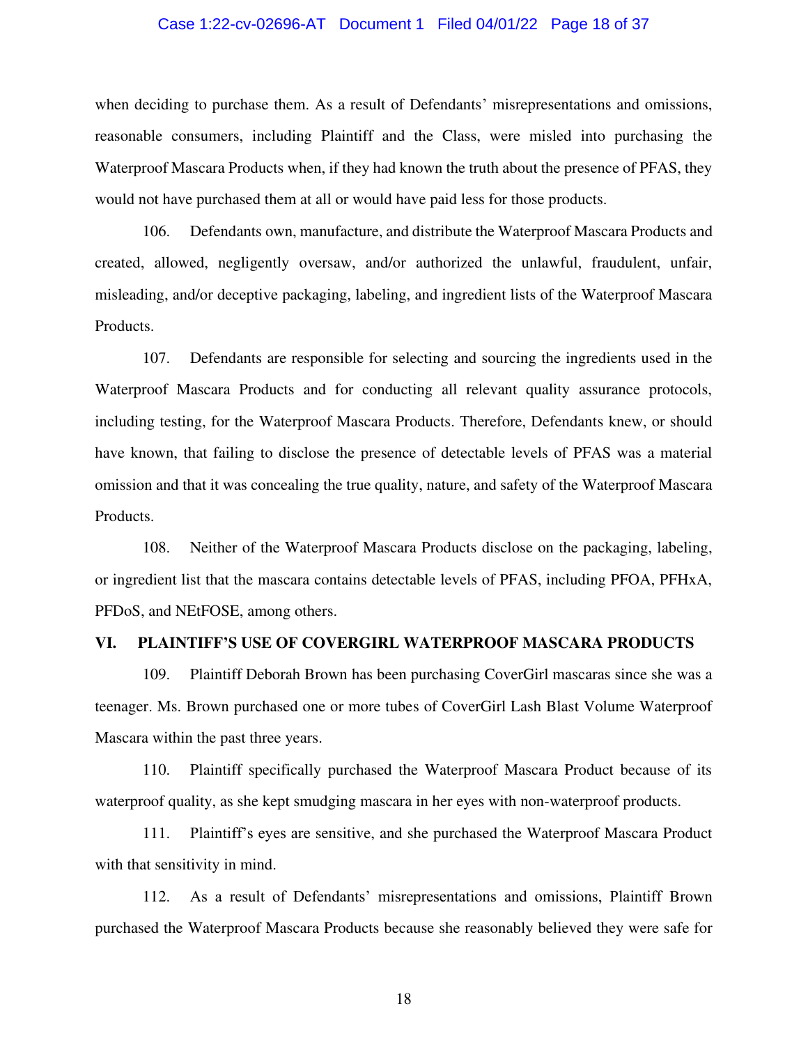when deciding to purchase them. As a result of Defendants' misrepresentations and omissions, reasonable consumers, including Plaintiff and the Class, were misled into purchasing the Waterproof Mascara Products when, if they had known the truth about the presence of PFAS, they would not have purchased them at all or would have paid less for those products.

106. Defendants own, manufacture, and distribute the Waterproof Mascara Products and created, allowed, negligently oversaw, and/or authorized the unlawful, fraudulent, unfair, misleading, and/or deceptive packaging, labeling, and ingredient lists of the Waterproof Mascara Products.

107. Defendants are responsible for selecting and sourcing the ingredients used in the Waterproof Mascara Products and for conducting all relevant quality assurance protocols, including testing, for the Waterproof Mascara Products. Therefore, Defendants knew, or should have known, that failing to disclose the presence of detectable levels of PFAS was a material omission and that it was concealing the true quality, nature, and safety of the Waterproof Mascara Products.

108. Neither of the Waterproof Mascara Products disclose on the packaging, labeling, or ingredient list that the mascara contains detectable levels of PFAS, including PFOA, PFHxA, PFDoS, and NEtFOSE, among others.

## VI. PLAINTIFF'S USE OF COVERGIRL WATERPROOF MASCARA PRODUCTS

109. Plaintiff Deborah Brown has been purchasing CoverGirl mascaras since she was a teenager. Ms. Brown purchased one or more tubes of CoverGirl Lash Blast Volume Waterproof Mascara within the past three years.

110. Plaintiff specifically purchased the Waterproof Mascara Product because of its waterproof quality, as she kept smudging mascara in her eyes with non-waterproof products.

111. Plaintiff's eyes are sensitive, and she purchased the Waterproof Mascara Product with that sensitivity in mind.

112. As a result of Defendants' misrepresentations and omissions, Plaintiff Brown purchased the Waterproof Mascara Products because she reasonably believed they were safe for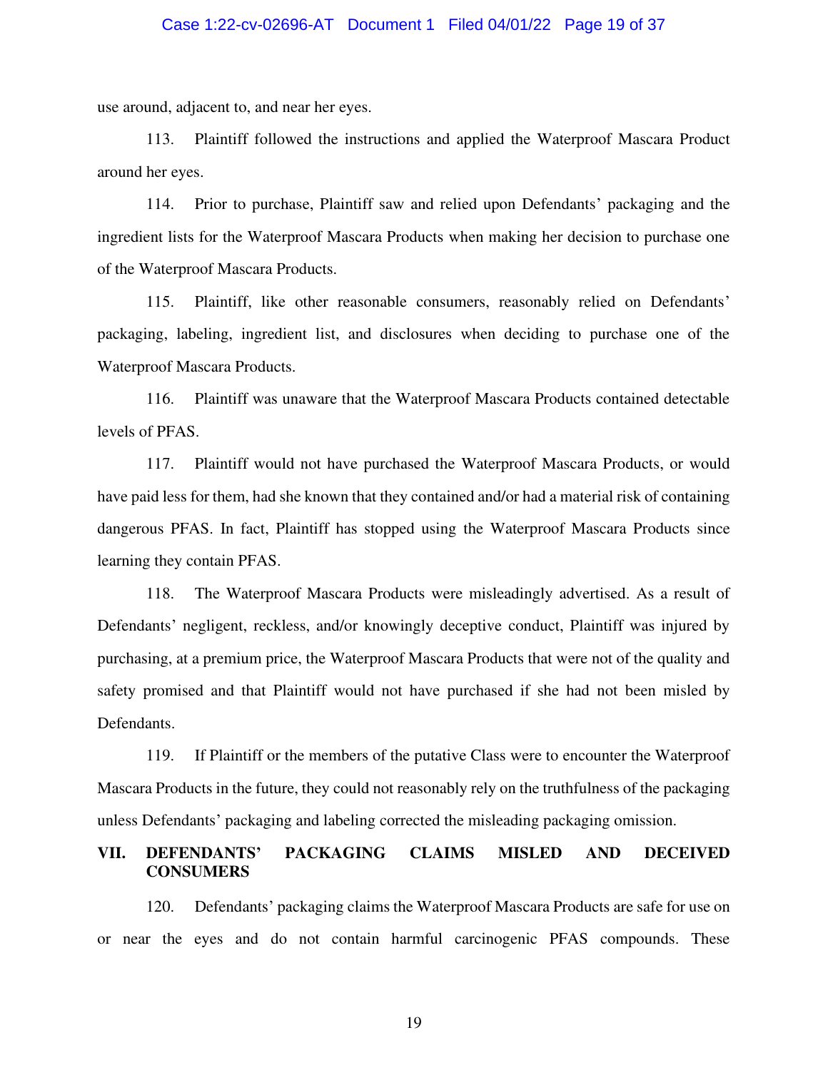use around, adjacent to, and near her eyes.

113. Plaintiff followed the instructions and applied the Waterproof Mascara Product around her eyes.

114. Prior to purchase, Plaintiff saw and relied upon Defendants' packaging and the ingredient lists for the Waterproof Mascara Products when making her decision to purchase one of the Waterproof Mascara Products.

115. Plaintiff, like other reasonable consumers, reasonably relied on Defendants' packaging, labeling, ingredient list, and disclosures when deciding to purchase one of the Waterproof Mascara Products.

116. Plaintiff was unaware that the Waterproof Mascara Products contained detectable levels of PFAS.

117. Plaintiff would not have purchased the Waterproof Mascara Products, or would have paid less for them, had she known that they contained and/or had a material risk of containing dangerous PFAS. In fact, Plaintiff has stopped using the Waterproof Mascara Products since learning they contain PFAS.

118. The Waterproof Mascara Products were misleadingly advertised. As a result of Defendants' negligent, reckless, and/or knowingly deceptive conduct, Plaintiff was injured by purchasing, at a premium price, the Waterproof Mascara Products that were not of the quality and safety promised and that Plaintiff would not have purchased if she had not been misled by Defendants.

119. If Plaintiff or the members of the putative Class were to encounter the Waterproof Mascara Products in the future, they could not reasonably rely on the truthfulness of the packaging unless Defendants' packaging and labeling corrected the misleading packaging omission.

## VII. DEFENDANTS' PACKAGING CLAIMS MISLED AND DECEIVED CONSUMERS

120. Defendants' packaging claims the Waterproof Mascara Products are safe for use on or near the eyes and do not contain harmful carcinogenic PFAS compounds. These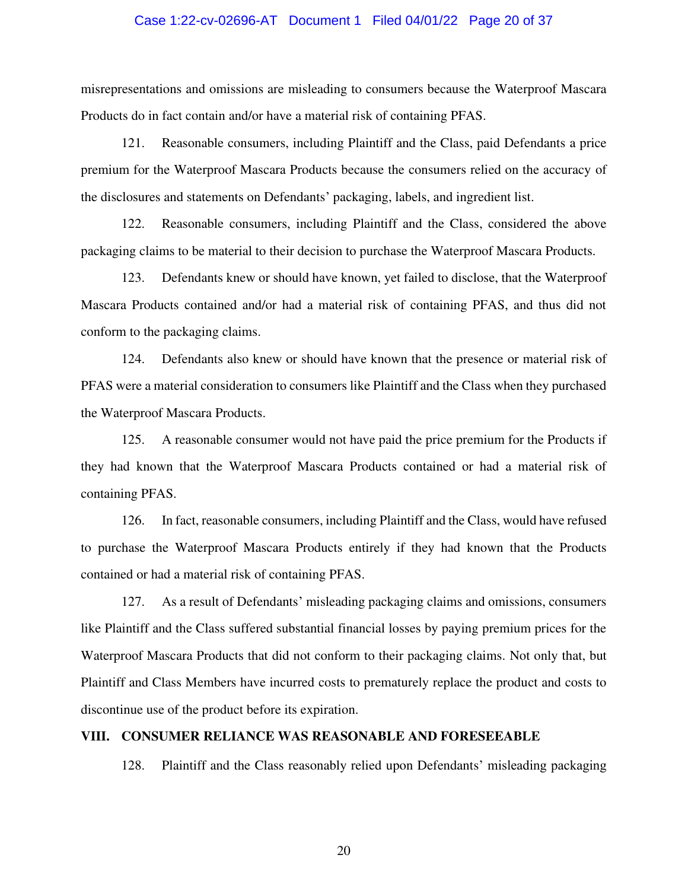misrepresentations and omissions are misleading to consumers because the Waterproof Mascara Products do in fact contain and/or have a material risk of containing PFAS.

121. Reasonable consumers, including Plaintiff and the Class, paid Defendants a price premium for the Waterproof Mascara Products because the consumers relied on the accuracy of the disclosures and statements on Defendants' packaging, labels, and ingredient list.

122. Reasonable consumers, including Plaintiff and the Class, considered the above packaging claims to be material to their decision to purchase the Waterproof Mascara Products.

123. Defendants knew or should have known, yet failed to disclose, that the Waterproof Mascara Products contained and/or had a material risk of containing PFAS, and thus did not conform to the packaging claims.

124. Defendants also knew or should have known that the presence or material risk of PFAS were a material consideration to consumers like Plaintiff and the Class when they purchased the Waterproof Mascara Products.

125. A reasonable consumer would not have paid the price premium for the Products if they had known that the Waterproof Mascara Products contained or had a material risk of containing PFAS.

126. In fact, reasonable consumers, including Plaintiff and the Class, would have refused to purchase the Waterproof Mascara Products entirely if they had known that the Products contained or had a material risk of containing PFAS.

127. As a result of Defendants' misleading packaging claims and omissions, consumers like Plaintiff and the Class suffered substantial financial losses by paying premium prices for the Waterproof Mascara Products that did not conform to their packaging claims. Not only that, but Plaintiff and Class Members have incurred costs to prematurely replace the product and costs to discontinue use of the product before its expiration.

## VIII. CONSUMER RELIANCE WAS REASONABLE AND FORESEEABLE

128. Plaintiff and the Class reasonably relied upon Defendants' misleading packaging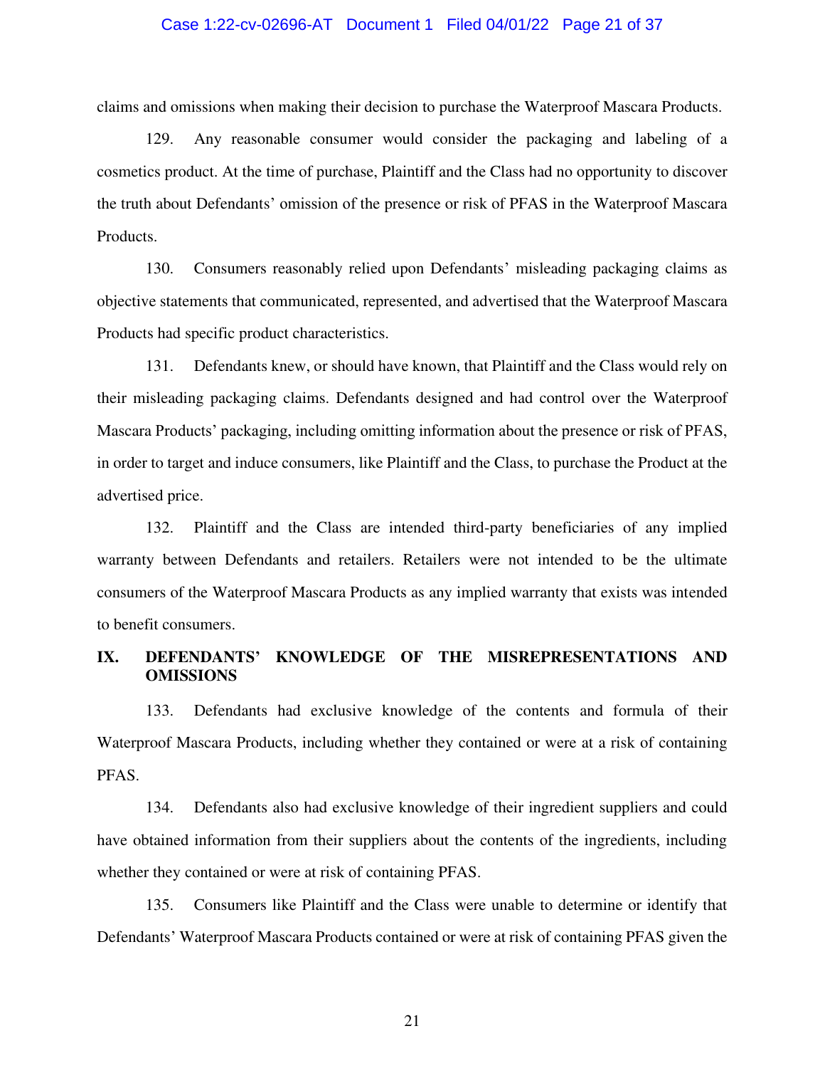claims and omissions when making their decision to purchase the Waterproof Mascara Products.

129. Any reasonable consumer would consider the packaging and labeling of a cosmetics product. At the time of purchase, Plaintiff and the Class had no opportunity to discover the truth about Defendants' omission of the presence or risk of PFAS in the Waterproof Mascara Products.

130. Consumers reasonably relied upon Defendants' misleading packaging claims as objective statements that communicated, represented, and advertised that the Waterproof Mascara Products had specific product characteristics.

131. Defendants knew, or should have known, that Plaintiff and the Class would rely on their misleading packaging claims. Defendants designed and had control over the Waterproof Mascara Products' packaging, including omitting information about the presence or risk of PFAS, in order to target and induce consumers, like Plaintiff and the Class, to purchase the Product at the advertised price.

132. Plaintiff and the Class are intended third-party beneficiaries of any implied warranty between Defendants and retailers. Retailers were not intended to be the ultimate consumers of the Waterproof Mascara Products as any implied warranty that exists was intended to benefit consumers.

## IX. DEFENDANTS' KNOWLEDGE OF THE MISREPRESENTATIONS AND OMISSIONS

133. Defendants had exclusive knowledge of the contents and formula of their Waterproof Mascara Products, including whether they contained or were at a risk of containing PFAS.

134. Defendants also had exclusive knowledge of their ingredient suppliers and could have obtained information from their suppliers about the contents of the ingredients, including whether they contained or were at risk of containing PFAS.

135. Consumers like Plaintiff and the Class were unable to determine or identify that Defendants' Waterproof Mascara Products contained or were at risk of containing PFAS given the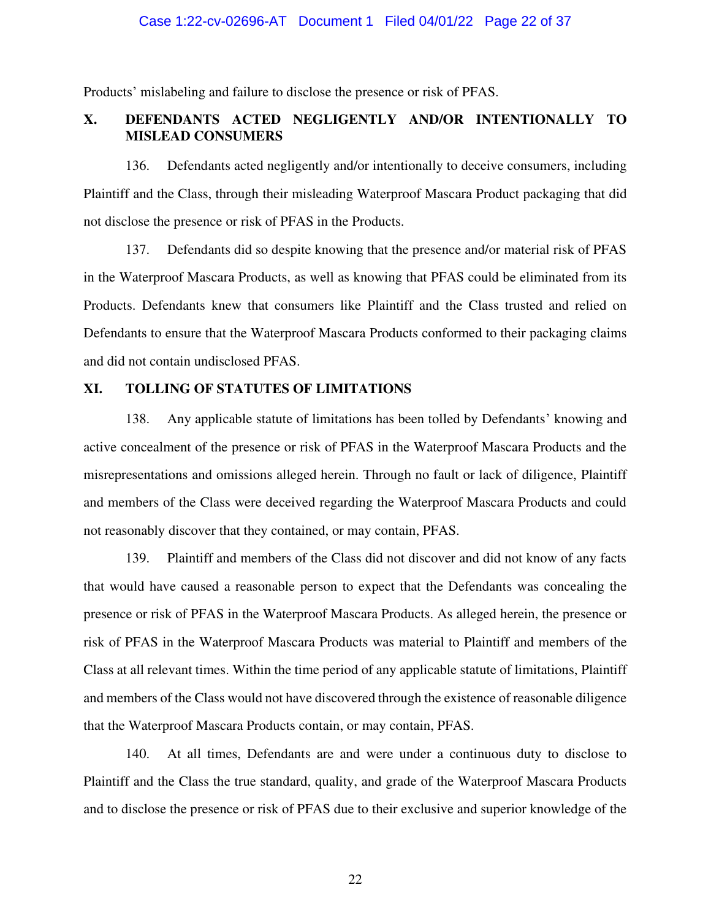Products' mislabeling and failure to disclose the presence or risk of PFAS.

## X. DEFENDANTS ACTED NEGLIGENTLY AND/OR INTENTIONALLY TO MISLEAD CONSUMERS

136. Defendants acted negligently and/or intentionally to deceive consumers, including Plaintiff and the Class, through their misleading Waterproof Mascara Product packaging that did not disclose the presence or risk of PFAS in the Products.

137. Defendants did so despite knowing that the presence and/or material risk of PFAS in the Waterproof Mascara Products, as well as knowing that PFAS could be eliminated from its Products. Defendants knew that consumers like Plaintiff and the Class trusted and relied on Defendants to ensure that the Waterproof Mascara Products conformed to their packaging claims and did not contain undisclosed PFAS.

## XI. TOLLING OF STATUTES OF LIMITATIONS

138. Any applicable statute of limitations has been tolled by Defendants' knowing and active concealment of the presence or risk of PFAS in the Waterproof Mascara Products and the misrepresentations and omissions alleged herein. Through no fault or lack of diligence, Plaintiff and members of the Class were deceived regarding the Waterproof Mascara Products and could not reasonably discover that they contained, or may contain, PFAS.

139. Plaintiff and members of the Class did not discover and did not know of any facts that would have caused a reasonable person to expect that the Defendants was concealing the presence or risk of PFAS in the Waterproof Mascara Products. As alleged herein, the presence or risk of PFAS in the Waterproof Mascara Products was material to Plaintiff and members of the Class at all relevant times. Within the time period of any applicable statute of limitations, Plaintiff and members of the Class would not have discovered through the existence of reasonable diligence that the Waterproof Mascara Products contain, or may contain, PFAS.

140. At all times, Defendants are and were under a continuous duty to disclose to Plaintiff and the Class the true standard, quality, and grade of the Waterproof Mascara Products and to disclose the presence or risk of PFAS due to their exclusive and superior knowledge of the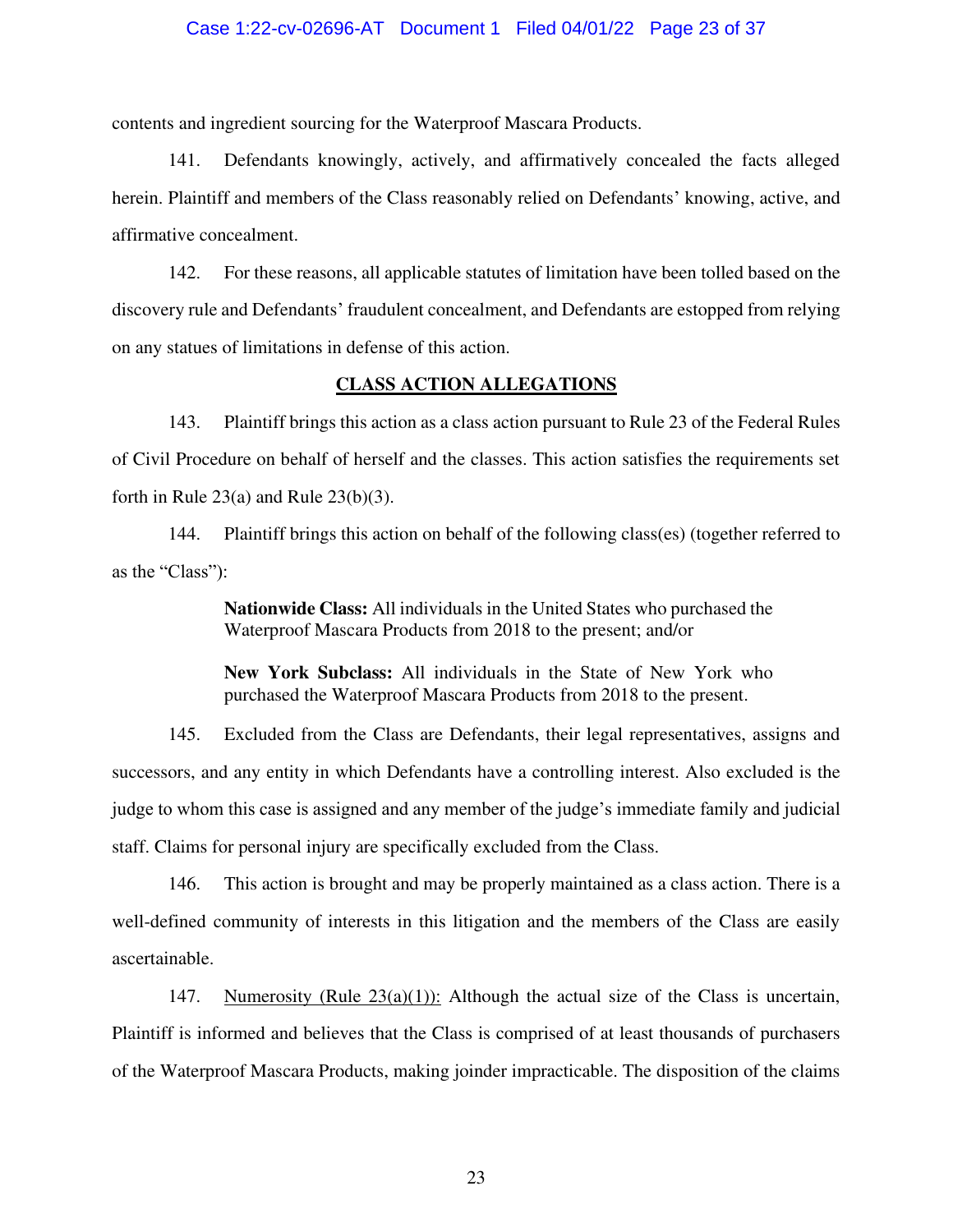contents and ingredient sourcing for the Waterproof Mascara Products.

141. Defendants knowingly, actively, and affirmatively concealed the facts alleged herein. Plaintiff and members of the Class reasonably relied on Defendants' knowing, active, and affirmative concealment.

142. For these reasons, all applicable statutes of limitation have been tolled based on the discovery rule and Defendants' fraudulent concealment, and Defendants are estopped from relying on any statues of limitations in defense of this action.

## CLASS ACTION ALLEGATIONS

143. Plaintiff brings this action as a class action pursuant to Rule 23 of the Federal Rules of Civil Procedure on behalf of herself and the classes. This action satisfies the requirements set forth in Rule 23(a) and Rule 23(b)(3).

144. Plaintiff brings this action on behalf of the following class(es) (together referred to as the "Class"):

> **Nationwide Class:** All individuals in the United States who purchased the Waterproof Mascara Products from 2018 to the present; and/or
>
> **New York Subclass:** All individuals in the State of New York who purchased the Waterproof Mascara Products from 2018 to the present.

145. Excluded from the Class are Defendants, their legal representatives, assigns and successors, and any entity in which Defendants have a controlling interest. Also excluded is the judge to whom this case is assigned and any member of the judge's immediate family and judicial staff. Claims for personal injury are specifically excluded from the Class.

146. This action is brought and may be properly maintained as a class action. There is a well-defined community of interests in this litigation and the members of the Class are easily ascertainable.

147. Numerosity (Rule 23(a)(1)): Although the actual size of the Class is uncertain, Plaintiff is informed and believes that the Class is comprised of at least thousands of purchasers of the Waterproof Mascara Products, making joinder impracticable. The disposition of the claims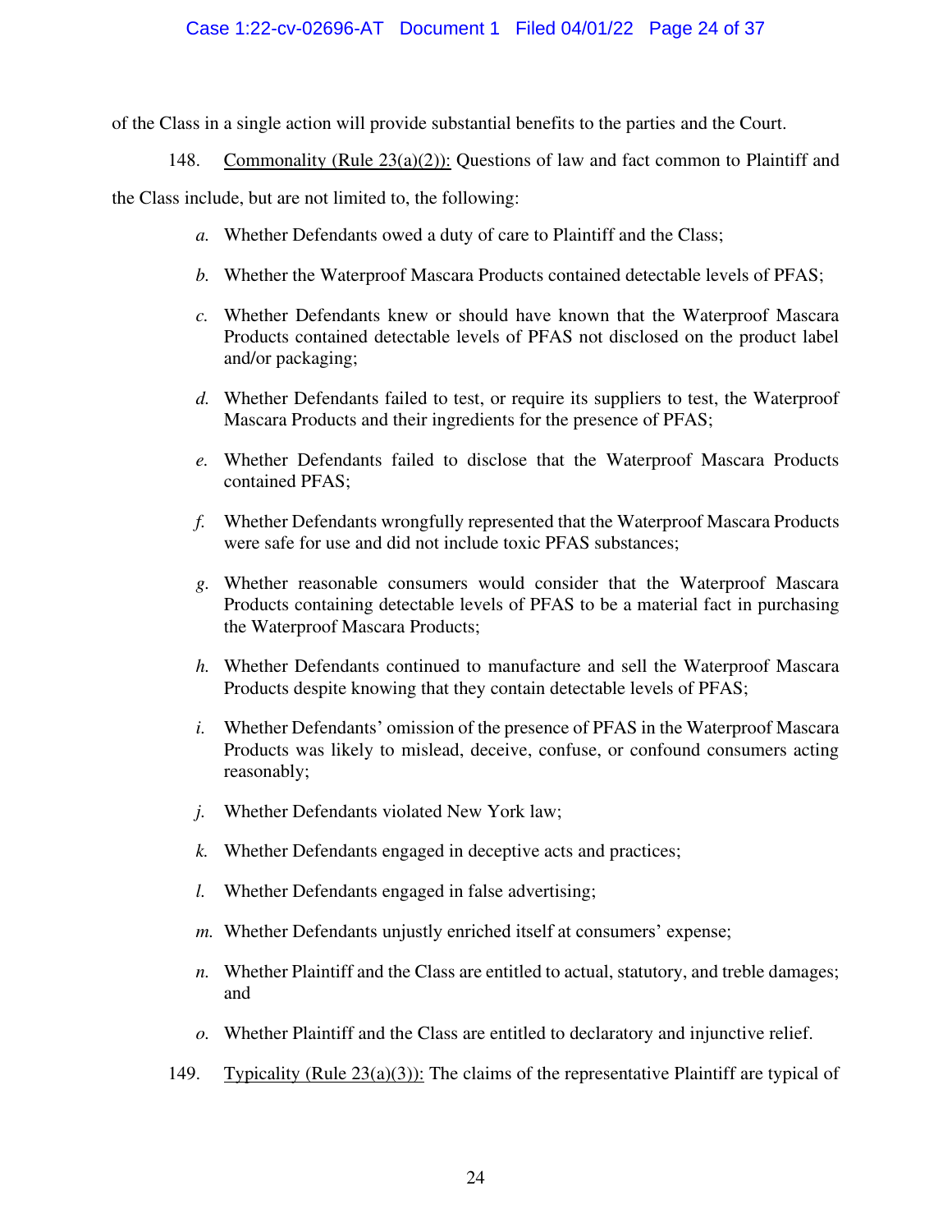of the Class in a single action will provide substantial benefits to the parties and the Court.

148. Commonality (Rule 23(a)(2)): Questions of law and fact common to Plaintiff and the Class include, but are not limited to, the following:

*a.* Whether Defendants owed a duty of care to Plaintiff and the Class;

*b.* Whether the Waterproof Mascara Products contained detectable levels of PFAS;

*c.* Whether Defendants knew or should have known that the Waterproof Mascara Products contained detectable levels of PFAS not disclosed on the product label and/or packaging;

*d.* Whether Defendants failed to test, or require its suppliers to test, the Waterproof Mascara Products and their ingredients for the presence of PFAS;

*e.* Whether Defendants failed to disclose that the Waterproof Mascara Products contained PFAS;

*f.* Whether Defendants wrongfully represented that the Waterproof Mascara Products were safe for use and did not include toxic PFAS substances;

*g.* Whether reasonable consumers would consider that the Waterproof Mascara Products containing detectable levels of PFAS to be a material fact in purchasing the Waterproof Mascara Products;

*h.* Whether Defendants continued to manufacture and sell the Waterproof Mascara Products despite knowing that they contain detectable levels of PFAS;

*i.* Whether Defendants' omission of the presence of PFAS in the Waterproof Mascara Products was likely to mislead, deceive, confuse, or confound consumers acting reasonably;

*j.* Whether Defendants violated New York law;

*k.* Whether Defendants engaged in deceptive acts and practices;

*l.* Whether Defendants engaged in false advertising;

*m.* Whether Defendants unjustly enriched itself at consumers' expense;

*n.* Whether Plaintiff and the Class are entitled to actual, statutory, and treble damages; and

*o.* Whether Plaintiff and the Class are entitled to declaratory and injunctive relief.

149. Typicality (Rule 23(a)(3)): The claims of the representative Plaintiff are typical of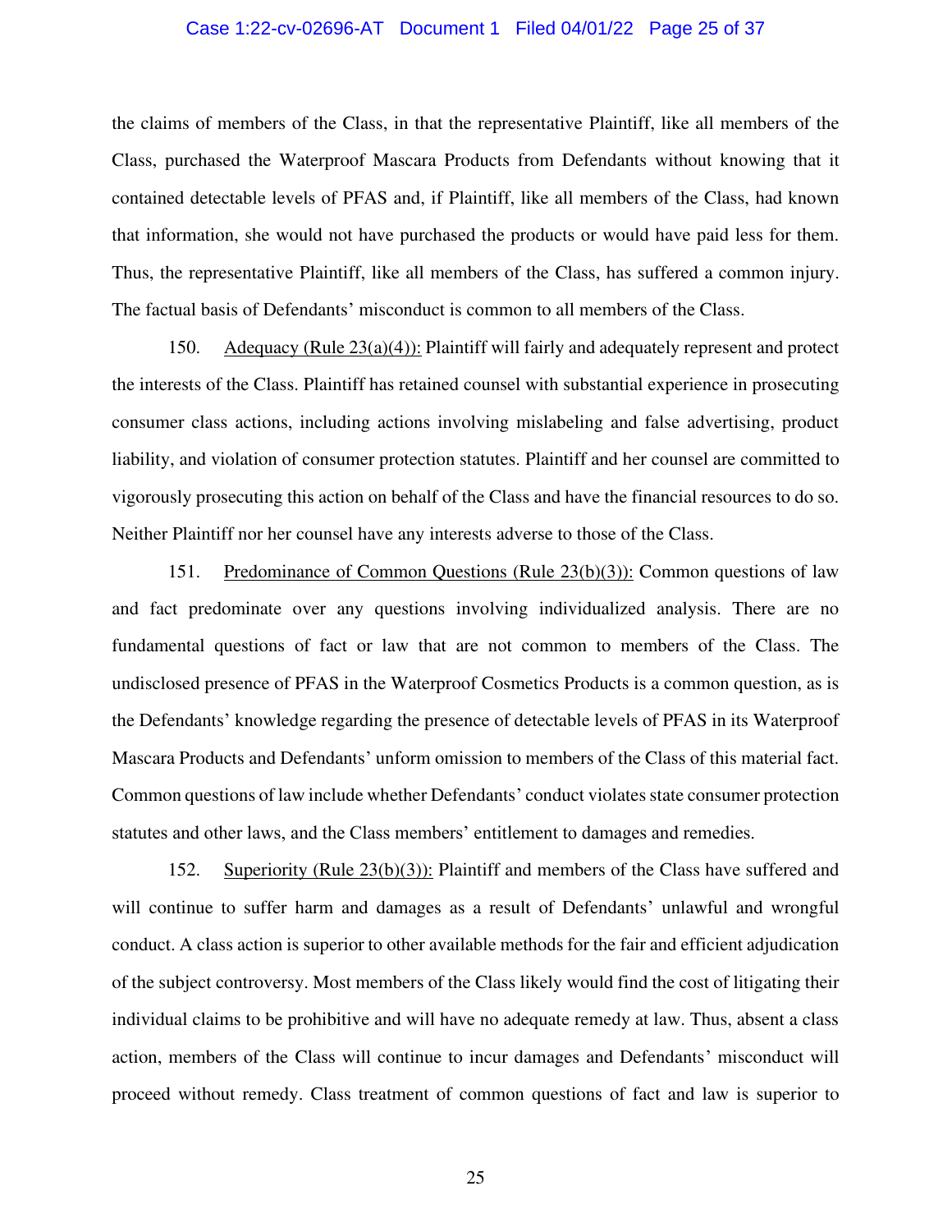the claims of members of the Class, in that the representative Plaintiff, like all members of the Class, purchased the Waterproof Mascara Products from Defendants without knowing that it contained detectable levels of PFAS and, if Plaintiff, like all members of the Class, had known that information, she would not have purchased the products or would have paid less for them. Thus, the representative Plaintiff, like all members of the Class, has suffered a common injury. The factual basis of Defendants' misconduct is common to all members of the Class.

150. Adequacy (Rule 23(a)(4)): Plaintiff will fairly and adequately represent and protect the interests of the Class. Plaintiff has retained counsel with substantial experience in prosecuting consumer class actions, including actions involving mislabeling and false advertising, product liability, and violation of consumer protection statutes. Plaintiff and her counsel are committed to vigorously prosecuting this action on behalf of the Class and have the financial resources to do so. Neither Plaintiff nor her counsel have any interests adverse to those of the Class.

151. Predominance of Common Questions (Rule 23(b)(3)): Common questions of law and fact predominate over any questions involving individualized analysis. There are no fundamental questions of fact or law that are not common to members of the Class. The undisclosed presence of PFAS in the Waterproof Cosmetics Products is a common question, as is the Defendants' knowledge regarding the presence of detectable levels of PFAS in its Waterproof Mascara Products and Defendants' unform omission to members of the Class of this material fact. Common questions of law include whether Defendants' conduct violates state consumer protection statutes and other laws, and the Class members' entitlement to damages and remedies.

152. Superiority (Rule 23(b)(3)): Plaintiff and members of the Class have suffered and will continue to suffer harm and damages as a result of Defendants' unlawful and wrongful conduct. A class action is superior to other available methods for the fair and efficient adjudication of the subject controversy. Most members of the Class likely would find the cost of litigating their individual claims to be prohibitive and will have no adequate remedy at law. Thus, absent a class action, members of the Class will continue to incur damages and Defendants' misconduct will proceed without remedy. Class treatment of common questions of fact and law is superior to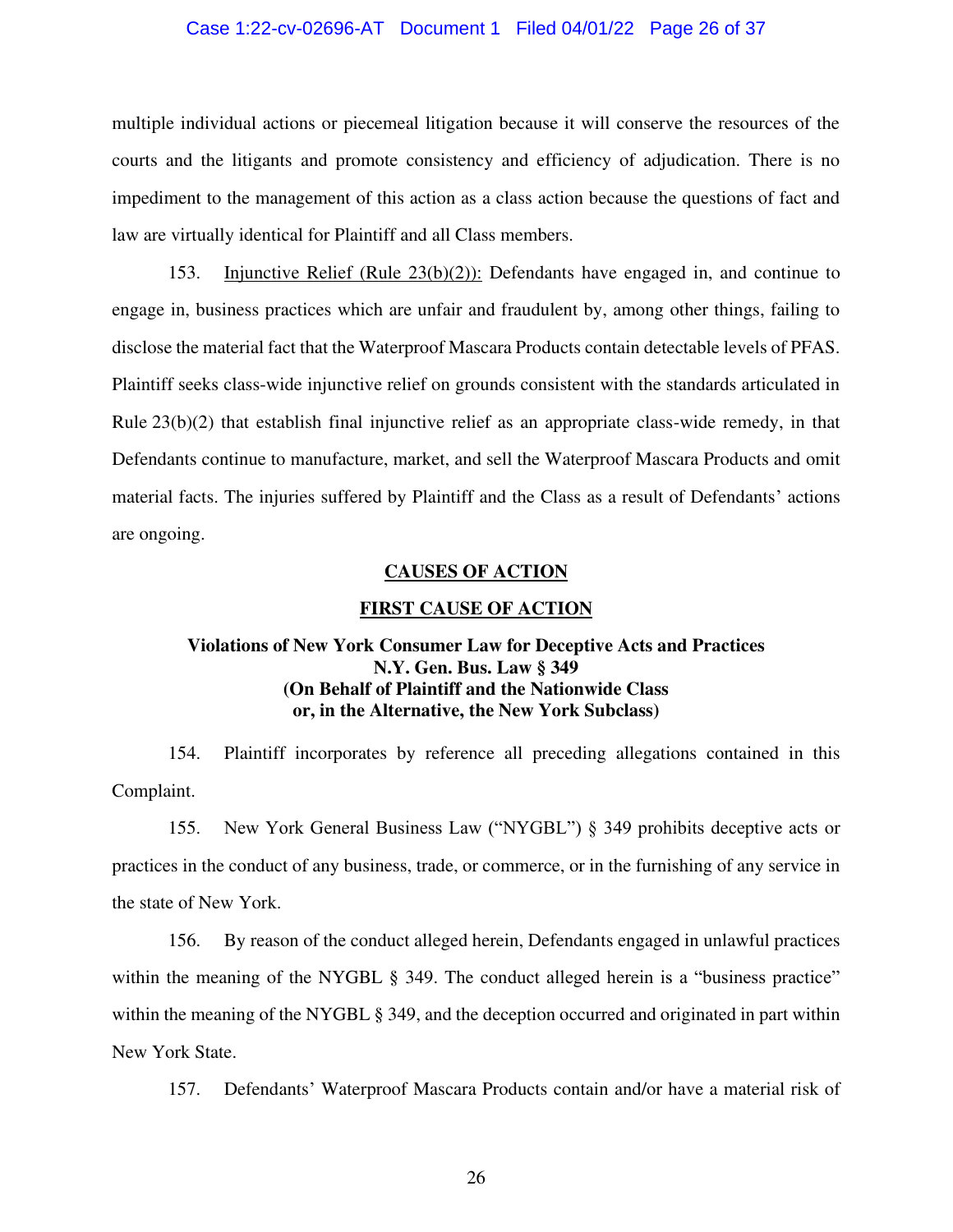multiple individual actions or piecemeal litigation because it will conserve the resources of the courts and the litigants and promote consistency and efficiency of adjudication. There is no impediment to the management of this action as a class action because the questions of fact and law are virtually identical for Plaintiff and all Class members.

153. Injunctive Relief (Rule 23(b)(2)): Defendants have engaged in, and continue to engage in, business practices which are unfair and fraudulent by, among other things, failing to disclose the material fact that the Waterproof Mascara Products contain detectable levels of PFAS. Plaintiff seeks class-wide injunctive relief on grounds consistent with the standards articulated in Rule 23(b)(2) that establish final injunctive relief as an appropriate class-wide remedy, in that Defendants continue to manufacture, market, and sell the Waterproof Mascara Products and omit material facts. The injuries suffered by Plaintiff and the Class as a result of Defendants' actions are ongoing.

## CAUSES OF ACTION

## FIRST CAUSE OF ACTION

### Violations of New York Consumer Law for Deceptive Acts and Practices N.Y. Gen. Bus. Law § 349 (On Behalf of Plaintiff and the Nationwide Class or, in the Alternative, the New York Subclass)

154. Plaintiff incorporates by reference all preceding allegations contained in this Complaint.

155. New York General Business Law ("NYGBL") § 349 prohibits deceptive acts or practices in the conduct of any business, trade, or commerce, or in the furnishing of any service in the state of New York.

156. By reason of the conduct alleged herein, Defendants engaged in unlawful practices within the meaning of the NYGBL § 349. The conduct alleged herein is a "business practice" within the meaning of the NYGBL § 349, and the deception occurred and originated in part within New York State.

157. Defendants' Waterproof Mascara Products contain and/or have a material risk of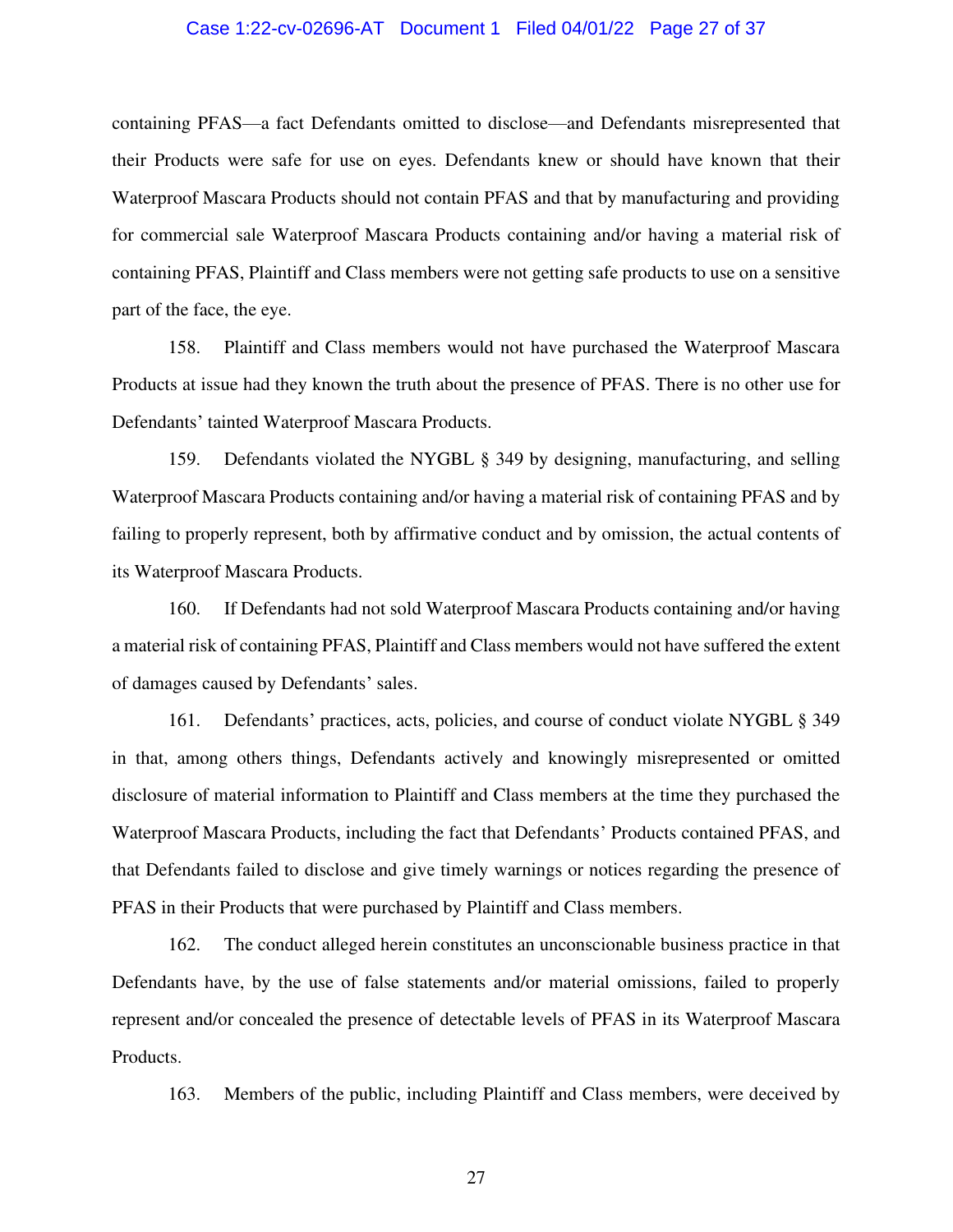containing PFAS—a fact Defendants omitted to disclose—and Defendants misrepresented that their Products were safe for use on eyes. Defendants knew or should have known that their Waterproof Mascara Products should not contain PFAS and that by manufacturing and providing for commercial sale Waterproof Mascara Products containing and/or having a material risk of containing PFAS, Plaintiff and Class members were not getting safe products to use on a sensitive part of the face, the eye.

158. Plaintiff and Class members would not have purchased the Waterproof Mascara Products at issue had they known the truth about the presence of PFAS. There is no other use for Defendants' tainted Waterproof Mascara Products.

159. Defendants violated the NYGBL § 349 by designing, manufacturing, and selling Waterproof Mascara Products containing and/or having a material risk of containing PFAS and by failing to properly represent, both by affirmative conduct and by omission, the actual contents of its Waterproof Mascara Products.

160. If Defendants had not sold Waterproof Mascara Products containing and/or having a material risk of containing PFAS, Plaintiff and Class members would not have suffered the extent of damages caused by Defendants' sales.

161. Defendants' practices, acts, policies, and course of conduct violate NYGBL § 349 in that, among others things, Defendants actively and knowingly misrepresented or omitted disclosure of material information to Plaintiff and Class members at the time they purchased the Waterproof Mascara Products, including the fact that Defendants' Products contained PFAS, and that Defendants failed to disclose and give timely warnings or notices regarding the presence of PFAS in their Products that were purchased by Plaintiff and Class members.

162. The conduct alleged herein constitutes an unconscionable business practice in that Defendants have, by the use of false statements and/or material omissions, failed to properly represent and/or concealed the presence of detectable levels of PFAS in its Waterproof Mascara Products.

163. Members of the public, including Plaintiff and Class members, were deceived by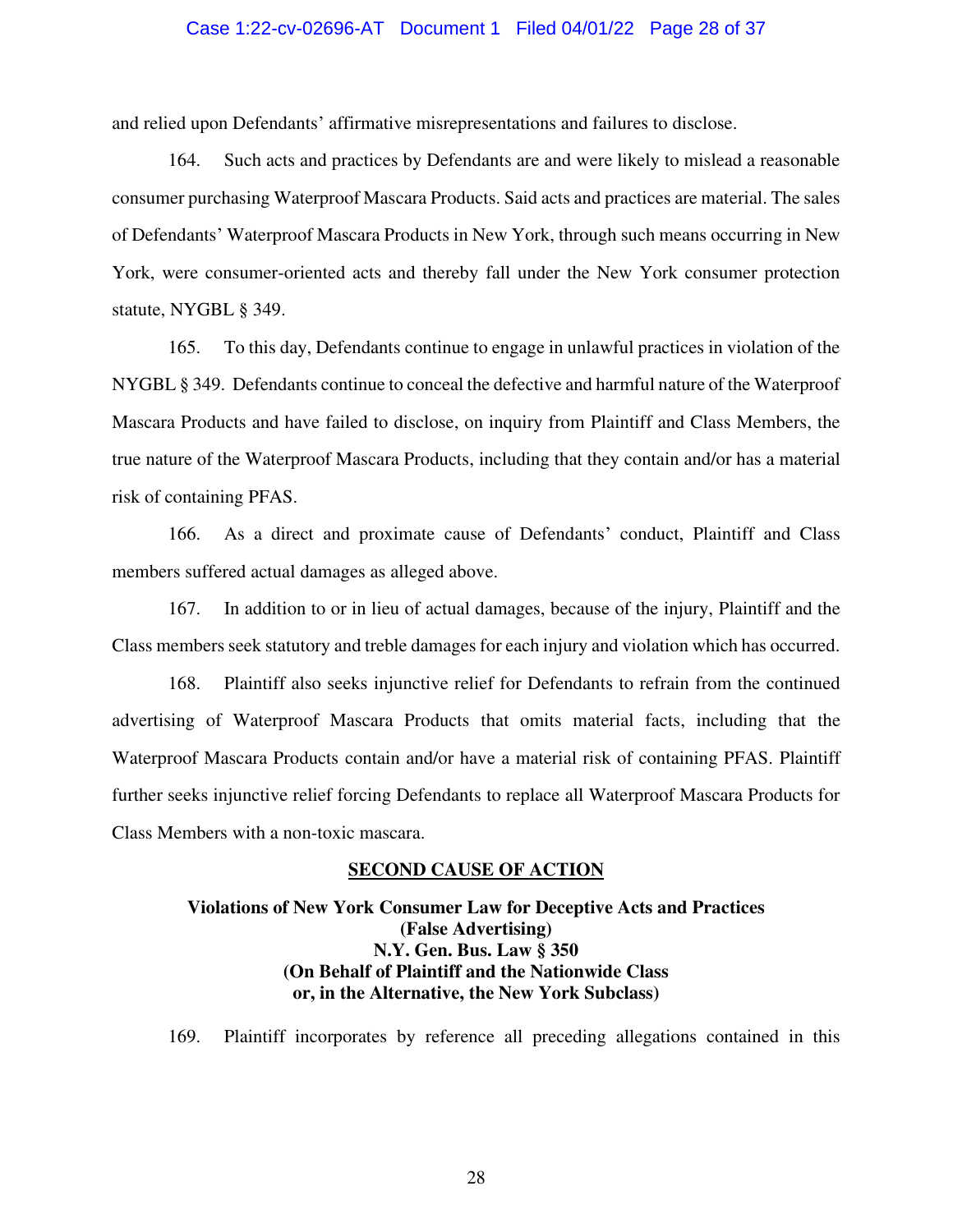and relied upon Defendants' affirmative misrepresentations and failures to disclose.

164. Such acts and practices by Defendants are and were likely to mislead a reasonable consumer purchasing Waterproof Mascara Products. Said acts and practices are material. The sales of Defendants' Waterproof Mascara Products in New York, through such means occurring in New York, were consumer-oriented acts and thereby fall under the New York consumer protection statute, NYGBL § 349.

165. To this day, Defendants continue to engage in unlawful practices in violation of the NYGBL § 349. Defendants continue to conceal the defective and harmful nature of the Waterproof Mascara Products and have failed to disclose, on inquiry from Plaintiff and Class Members, the true nature of the Waterproof Mascara Products, including that they contain and/or has a material risk of containing PFAS.

166. As a direct and proximate cause of Defendants' conduct, Plaintiff and Class members suffered actual damages as alleged above.

167. In addition to or in lieu of actual damages, because of the injury, Plaintiff and the Class members seek statutory and treble damages for each injury and violation which has occurred.

168. Plaintiff also seeks injunctive relief for Defendants to refrain from the continued advertising of Waterproof Mascara Products that omits material facts, including that the Waterproof Mascara Products contain and/or have a material risk of containing PFAS. Plaintiff further seeks injunctive relief forcing Defendants to replace all Waterproof Mascara Products for Class Members with a non-toxic mascara.

## SECOND CAUSE OF ACTION

**Violations of New York Consumer Law for Deceptive Acts and Practices (False Advertising) N.Y. Gen. Bus. Law § 350 (On Behalf of Plaintiff and the Nationwide Class or, in the Alternative, the New York Subclass)**

169. Plaintiff incorporates by reference all preceding allegations contained in this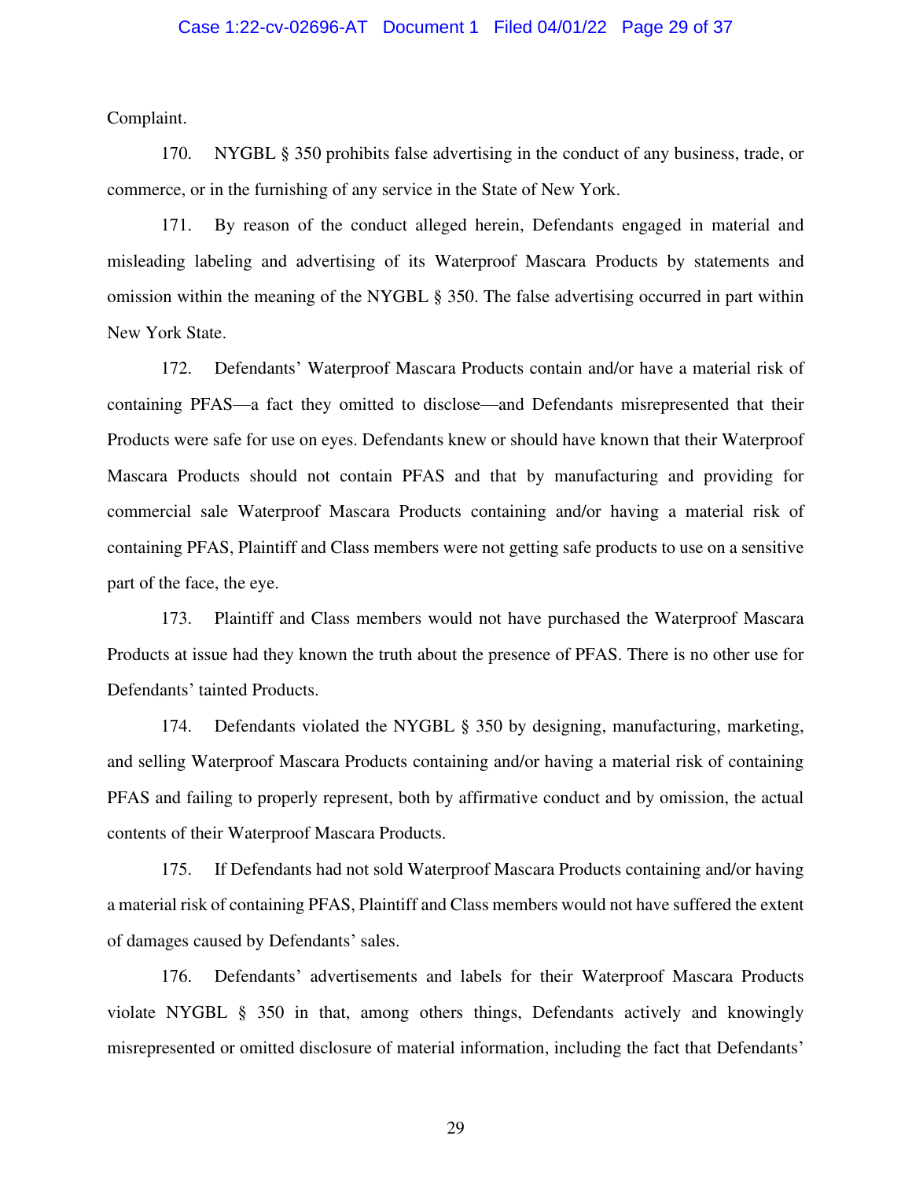Complaint.

170. NYGBL § 350 prohibits false advertising in the conduct of any business, trade, or commerce, or in the furnishing of any service in the State of New York.

171. By reason of the conduct alleged herein, Defendants engaged in material and misleading labeling and advertising of its Waterproof Mascara Products by statements and omission within the meaning of the NYGBL § 350. The false advertising occurred in part within New York State.

172. Defendants' Waterproof Mascara Products contain and/or have a material risk of containing PFAS—a fact they omitted to disclose—and Defendants misrepresented that their Products were safe for use on eyes. Defendants knew or should have known that their Waterproof Mascara Products should not contain PFAS and that by manufacturing and providing for commercial sale Waterproof Mascara Products containing and/or having a material risk of containing PFAS, Plaintiff and Class members were not getting safe products to use on a sensitive part of the face, the eye.

173. Plaintiff and Class members would not have purchased the Waterproof Mascara Products at issue had they known the truth about the presence of PFAS. There is no other use for Defendants' tainted Products.

174. Defendants violated the NYGBL § 350 by designing, manufacturing, marketing, and selling Waterproof Mascara Products containing and/or having a material risk of containing PFAS and failing to properly represent, both by affirmative conduct and by omission, the actual contents of their Waterproof Mascara Products.

175. If Defendants had not sold Waterproof Mascara Products containing and/or having a material risk of containing PFAS, Plaintiff and Class members would not have suffered the extent of damages caused by Defendants' sales.

176. Defendants' advertisements and labels for their Waterproof Mascara Products violate NYGBL § 350 in that, among others things, Defendants actively and knowingly misrepresented or omitted disclosure of material information, including the fact that Defendants'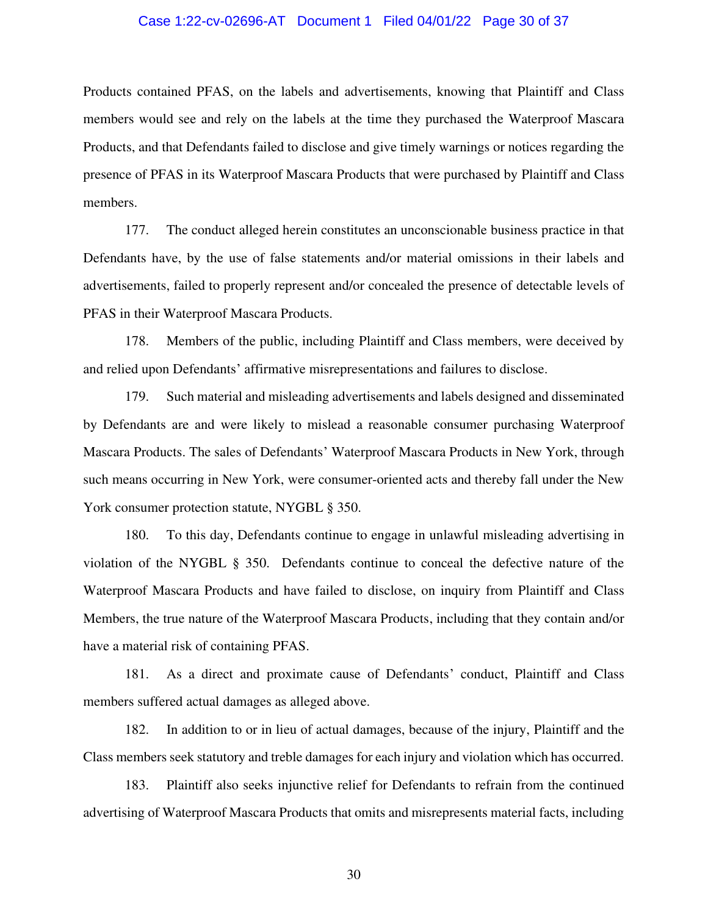Products contained PFAS, on the labels and advertisements, knowing that Plaintiff and Class members would see and rely on the labels at the time they purchased the Waterproof Mascara Products, and that Defendants failed to disclose and give timely warnings or notices regarding the presence of PFAS in its Waterproof Mascara Products that were purchased by Plaintiff and Class members.

177. The conduct alleged herein constitutes an unconscionable business practice in that Defendants have, by the use of false statements and/or material omissions in their labels and advertisements, failed to properly represent and/or concealed the presence of detectable levels of PFAS in their Waterproof Mascara Products.

178. Members of the public, including Plaintiff and Class members, were deceived by and relied upon Defendants' affirmative misrepresentations and failures to disclose.

179. Such material and misleading advertisements and labels designed and disseminated by Defendants are and were likely to mislead a reasonable consumer purchasing Waterproof Mascara Products. The sales of Defendants' Waterproof Mascara Products in New York, through such means occurring in New York, were consumer-oriented acts and thereby fall under the New York consumer protection statute, NYGBL § 350.

180. To this day, Defendants continue to engage in unlawful misleading advertising in violation of the NYGBL § 350. Defendants continue to conceal the defective nature of the Waterproof Mascara Products and have failed to disclose, on inquiry from Plaintiff and Class Members, the true nature of the Waterproof Mascara Products, including that they contain and/or have a material risk of containing PFAS.

181. As a direct and proximate cause of Defendants' conduct, Plaintiff and Class members suffered actual damages as alleged above.

182. In addition to or in lieu of actual damages, because of the injury, Plaintiff and the Class members seek statutory and treble damages for each injury and violation which has occurred.

183. Plaintiff also seeks injunctive relief for Defendants to refrain from the continued advertising of Waterproof Mascara Products that omits and misrepresents material facts, including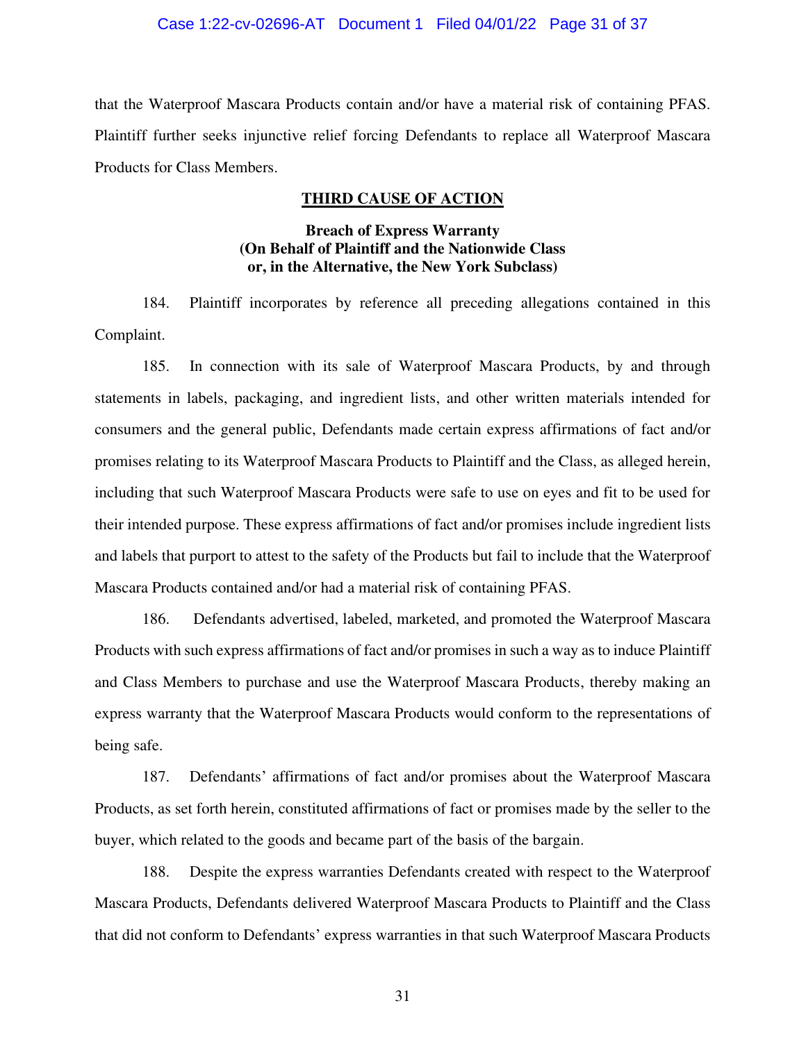that the Waterproof Mascara Products contain and/or have a material risk of containing PFAS. Plaintiff further seeks injunctive relief forcing Defendants to replace all Waterproof Mascara Products for Class Members.

## THIRD CAUSE OF ACTION

### Breach of Express Warranty (On Behalf of Plaintiff and the Nationwide Class or, in the Alternative, the New York Subclass)

184. Plaintiff incorporates by reference all preceding allegations contained in this Complaint.

185. In connection with its sale of Waterproof Mascara Products, by and through statements in labels, packaging, and ingredient lists, and other written materials intended for consumers and the general public, Defendants made certain express affirmations of fact and/or promises relating to its Waterproof Mascara Products to Plaintiff and the Class, as alleged herein, including that such Waterproof Mascara Products were safe to use on eyes and fit to be used for their intended purpose. These express affirmations of fact and/or promises include ingredient lists and labels that purport to attest to the safety of the Products but fail to include that the Waterproof Mascara Products contained and/or had a material risk of containing PFAS.

186. Defendants advertised, labeled, marketed, and promoted the Waterproof Mascara Products with such express affirmations of fact and/or promises in such a way as to induce Plaintiff and Class Members to purchase and use the Waterproof Mascara Products, thereby making an express warranty that the Waterproof Mascara Products would conform to the representations of being safe.

187. Defendants' affirmations of fact and/or promises about the Waterproof Mascara Products, as set forth herein, constituted affirmations of fact or promises made by the seller to the buyer, which related to the goods and became part of the basis of the bargain.

188. Despite the express warranties Defendants created with respect to the Waterproof Mascara Products, Defendants delivered Waterproof Mascara Products to Plaintiff and the Class that did not conform to Defendants' express warranties in that such Waterproof Mascara Products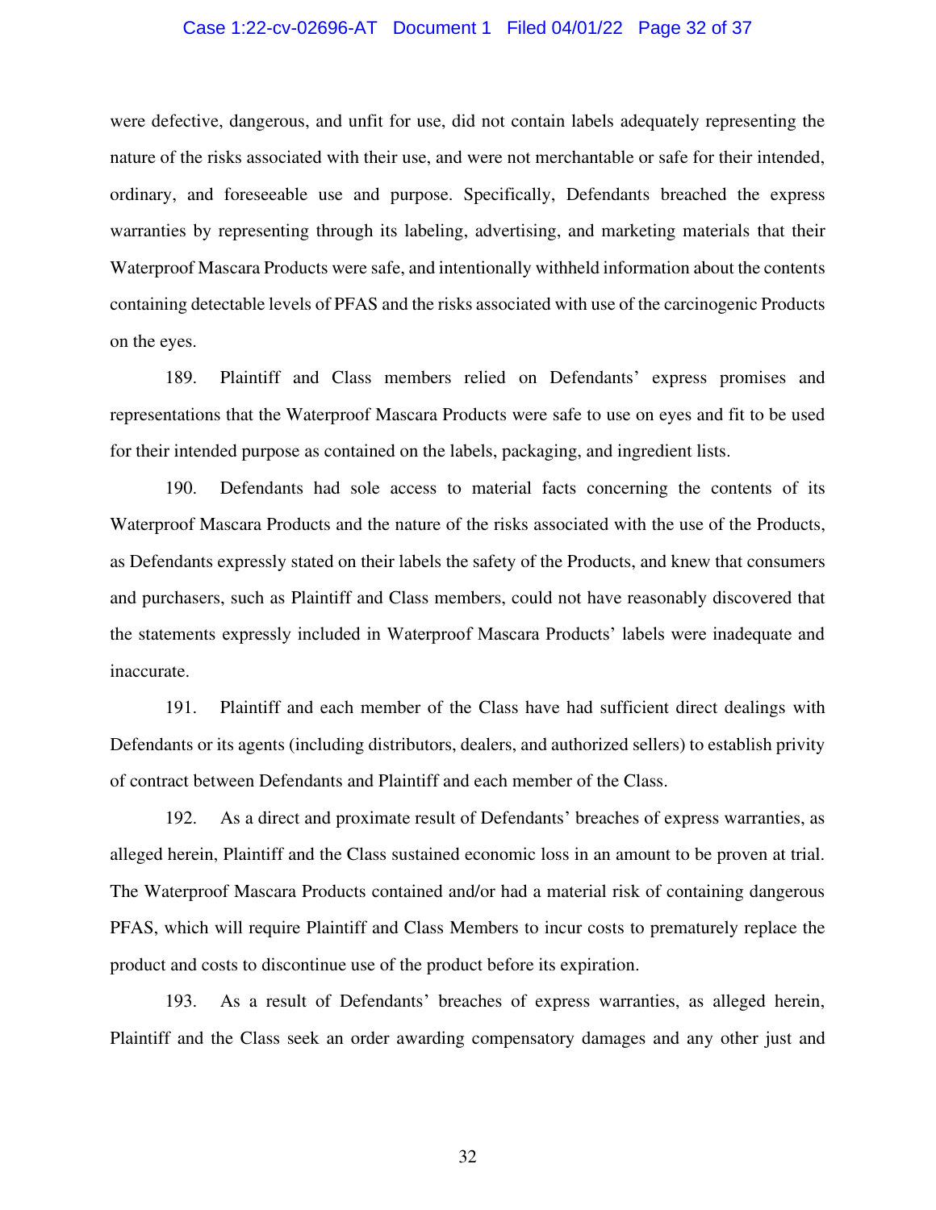were defective, dangerous, and unfit for use, did not contain labels adequately representing the nature of the risks associated with their use, and were not merchantable or safe for their intended, ordinary, and foreseeable use and purpose. Specifically, Defendants breached the express warranties by representing through its labeling, advertising, and marketing materials that their Waterproof Mascara Products were safe, and intentionally withheld information about the contents containing detectable levels of PFAS and the risks associated with use of the carcinogenic Products on the eyes.

189. Plaintiff and Class members relied on Defendants' express promises and representations that the Waterproof Mascara Products were safe to use on eyes and fit to be used for their intended purpose as contained on the labels, packaging, and ingredient lists.

190. Defendants had sole access to material facts concerning the contents of its Waterproof Mascara Products and the nature of the risks associated with the use of the Products, as Defendants expressly stated on their labels the safety of the Products, and knew that consumers and purchasers, such as Plaintiff and Class members, could not have reasonably discovered that the statements expressly included in Waterproof Mascara Products' labels were inadequate and inaccurate.

191. Plaintiff and each member of the Class have had sufficient direct dealings with Defendants or its agents (including distributors, dealers, and authorized sellers) to establish privity of contract between Defendants and Plaintiff and each member of the Class.

192. As a direct and proximate result of Defendants' breaches of express warranties, as alleged herein, Plaintiff and the Class sustained economic loss in an amount to be proven at trial. The Waterproof Mascara Products contained and/or had a material risk of containing dangerous PFAS, which will require Plaintiff and Class Members to incur costs to prematurely replace the product and costs to discontinue use of the product before its expiration.

193. As a result of Defendants' breaches of express warranties, as alleged herein, Plaintiff and the Class seek an order awarding compensatory damages and any other just and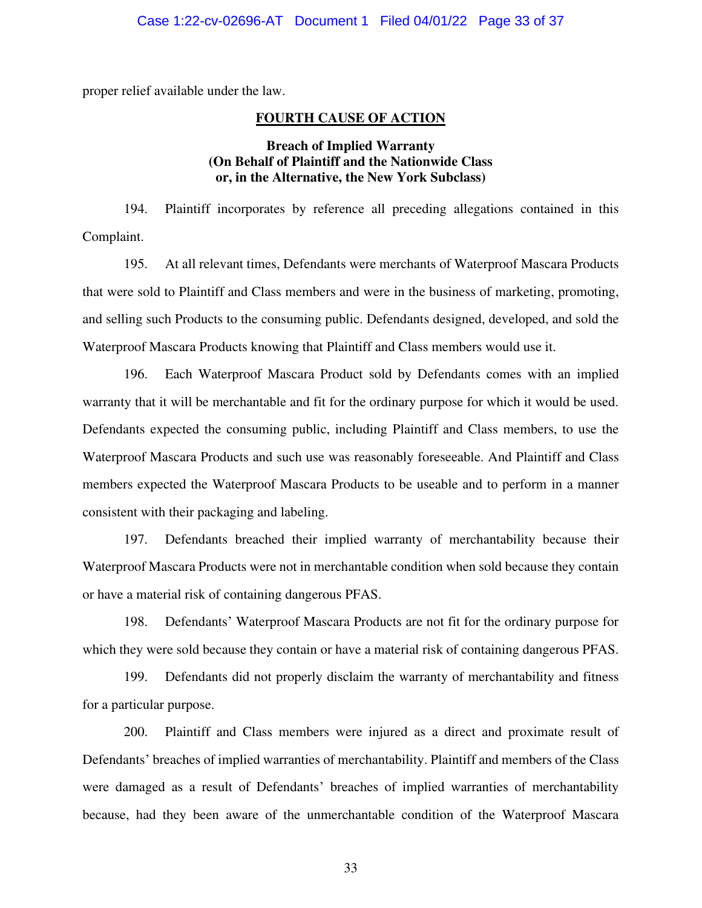proper relief available under the law.

## FOURTH CAUSE OF ACTION

### Breach of Implied Warranty (On Behalf of Plaintiff and the Nationwide Class or, in the Alternative, the New York Subclass)

194. Plaintiff incorporates by reference all preceding allegations contained in this Complaint.

195. At all relevant times, Defendants were merchants of Waterproof Mascara Products that were sold to Plaintiff and Class members and were in the business of marketing, promoting, and selling such Products to the consuming public. Defendants designed, developed, and sold the Waterproof Mascara Products knowing that Plaintiff and Class members would use it.

196. Each Waterproof Mascara Product sold by Defendants comes with an implied warranty that it will be merchantable and fit for the ordinary purpose for which it would be used. Defendants expected the consuming public, including Plaintiff and Class members, to use the Waterproof Mascara Products and such use was reasonably foreseeable. And Plaintiff and Class members expected the Waterproof Mascara Products to be useable and to perform in a manner consistent with their packaging and labeling.

197. Defendants breached their implied warranty of merchantability because their Waterproof Mascara Products were not in merchantable condition when sold because they contain or have a material risk of containing dangerous PFAS.

198. Defendants' Waterproof Mascara Products are not fit for the ordinary purpose for which they were sold because they contain or have a material risk of containing dangerous PFAS.

199. Defendants did not properly disclaim the warranty of merchantability and fitness for a particular purpose.

200. Plaintiff and Class members were injured as a direct and proximate result of Defendants' breaches of implied warranties of merchantability. Plaintiff and members of the Class were damaged as a result of Defendants' breaches of implied warranties of merchantability because, had they been aware of the unmerchantable condition of the Waterproof Mascara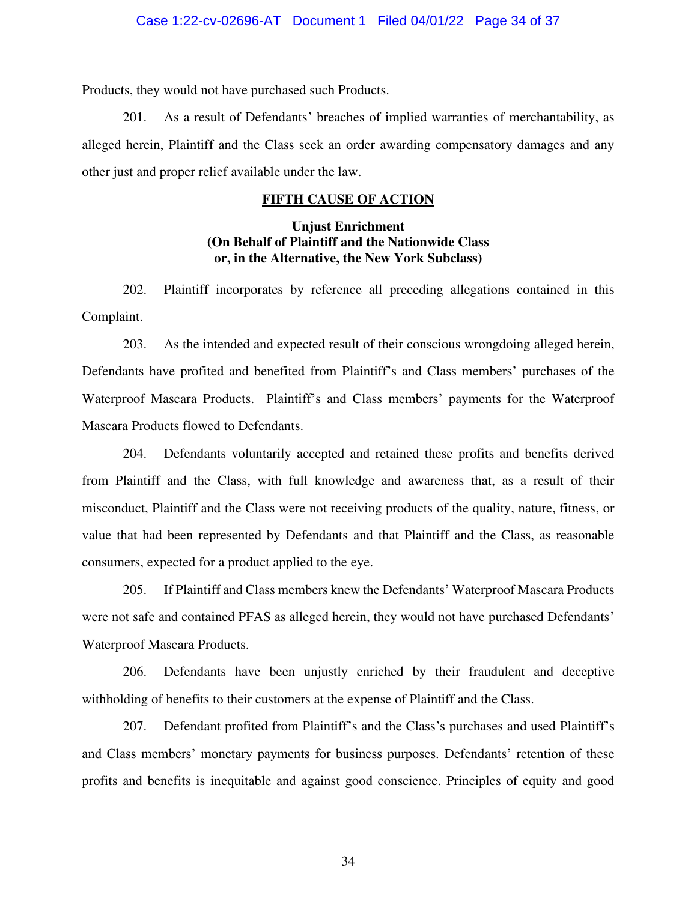Products, they would not have purchased such Products.

201. As a result of Defendants' breaches of implied warranties of merchantability, as alleged herein, Plaintiff and the Class seek an order awarding compensatory damages and any other just and proper relief available under the law.

## FIFTH CAUSE OF ACTION

### Unjust Enrichment
### (On Behalf of Plaintiff and the Nationwide Class or, in the Alternative, the New York Subclass)

202. Plaintiff incorporates by reference all preceding allegations contained in this Complaint.

203. As the intended and expected result of their conscious wrongdoing alleged herein, Defendants have profited and benefited from Plaintiff's and Class members' purchases of the Waterproof Mascara Products. Plaintiff's and Class members' payments for the Waterproof Mascara Products flowed to Defendants.

204. Defendants voluntarily accepted and retained these profits and benefits derived from Plaintiff and the Class, with full knowledge and awareness that, as a result of their misconduct, Plaintiff and the Class were not receiving products of the quality, nature, fitness, or value that had been represented by Defendants and that Plaintiff and the Class, as reasonable consumers, expected for a product applied to the eye.

205. If Plaintiff and Class members knew the Defendants' Waterproof Mascara Products were not safe and contained PFAS as alleged herein, they would not have purchased Defendants' Waterproof Mascara Products.

206. Defendants have been unjustly enriched by their fraudulent and deceptive withholding of benefits to their customers at the expense of Plaintiff and the Class.

207. Defendant profited from Plaintiff's and the Class's purchases and used Plaintiff's and Class members' monetary payments for business purposes. Defendants' retention of these profits and benefits is inequitable and against good conscience. Principles of equity and good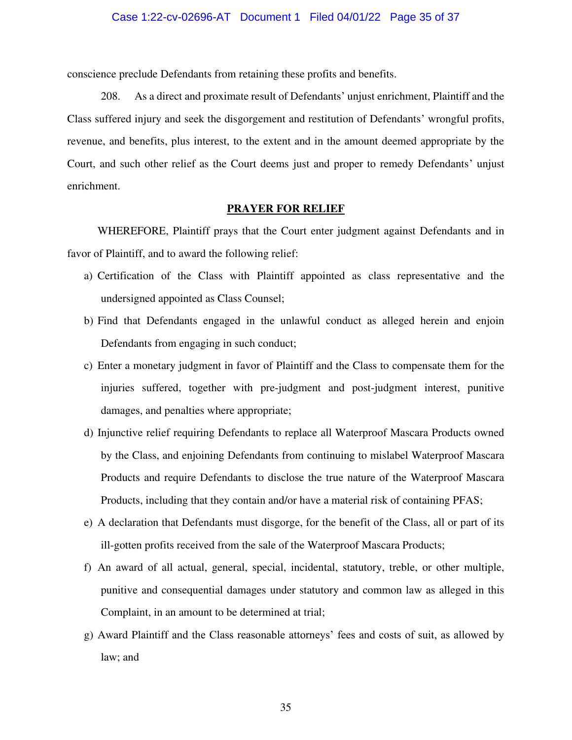conscience preclude Defendants from retaining these profits and benefits.

208. As a direct and proximate result of Defendants' unjust enrichment, Plaintiff and the Class suffered injury and seek the disgorgement and restitution of Defendants' wrongful profits, revenue, and benefits, plus interest, to the extent and in the amount deemed appropriate by the Court, and such other relief as the Court deems just and proper to remedy Defendants' unjust enrichment.

## PRAYER FOR RELIEF

WHEREFORE, Plaintiff prays that the Court enter judgment against Defendants and in favor of Plaintiff, and to award the following relief:

a) Certification of the Class with Plaintiff appointed as class representative and the undersigned appointed as Class Counsel;

b) Find that Defendants engaged in the unlawful conduct as alleged herein and enjoin Defendants from engaging in such conduct;

c) Enter a monetary judgment in favor of Plaintiff and the Class to compensate them for the injuries suffered, together with pre-judgment and post-judgment interest, punitive damages, and penalties where appropriate;

d) Injunctive relief requiring Defendants to replace all Waterproof Mascara Products owned by the Class, and enjoining Defendants from continuing to mislabel Waterproof Mascara Products and require Defendants to disclose the true nature of the Waterproof Mascara Products, including that they contain and/or have a material risk of containing PFAS;

e) A declaration that Defendants must disgorge, for the benefit of the Class, all or part of its ill-gotten profits received from the sale of the Waterproof Mascara Products;

f) An award of all actual, general, special, incidental, statutory, treble, or other multiple, punitive and consequential damages under statutory and common law as alleged in this Complaint, in an amount to be determined at trial;

g) Award Plaintiff and the Class reasonable attorneys' fees and costs of suit, as allowed by law; and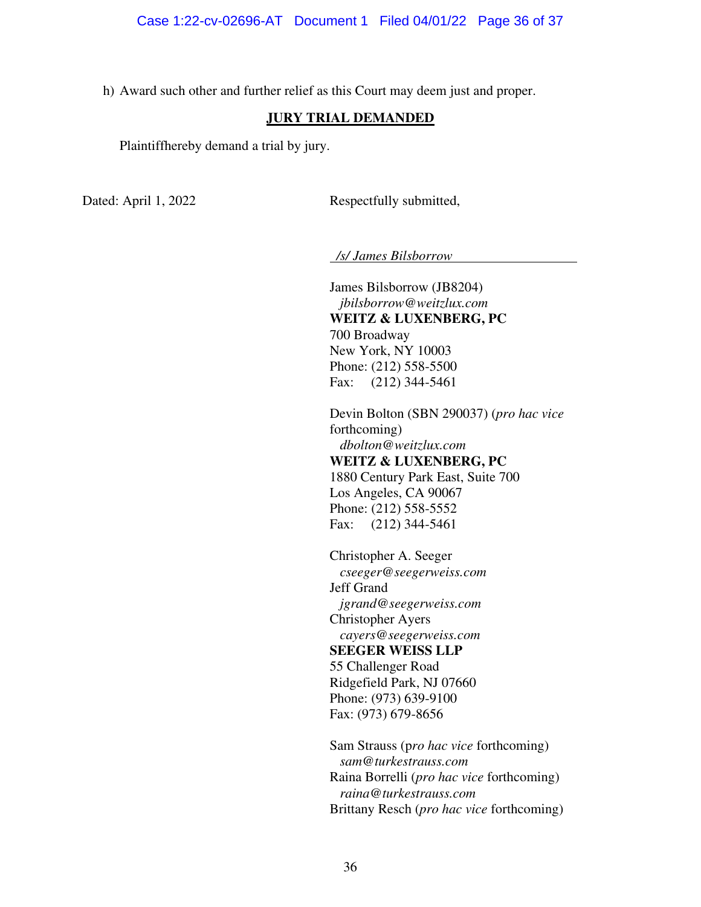h) Award such other and further relief as this Court may deem just and proper.

**JURY TRIAL DEMANDED**

Plaintiffhereby demand a trial by jury.

Dated: April 1, 2022

Respectfully submitted,

*/s/ James Bilsborrow*

James Bilsborrow (JB8204)
*jbilsborrow@weitzlux.com*
**WEITZ & LUXENBERG, PC**
700 Broadway
New York, NY 10003
Phone: (212) 558-5500
Fax: (212) 344-5461

Devin Bolton (SBN 290037) (*pro hac vice* forthcoming)
*dbolton@weitzlux.com*
**WEITZ & LUXENBERG, PC**
1880 Century Park East, Suite 700
Los Angeles, CA 90067
Phone: (212) 558-5552
Fax: (212) 344-5461

Christopher A. Seeger
*cseeger@seegerweiss.com*
Jeff Grand
*jgrand@seegerweiss.com*
Christopher Ayers
*cayers@seegerweiss.com*
**SEEGER WEISS LLP**
55 Challenger Road
Ridgefield Park, NJ 07660
Phone: (973) 639-9100
Fax: (973) 679-8656

Sam Strauss (p*ro hac vice* forthcoming)
*sam@turkestrauss.com*
Raina Borrelli (*pro hac vice* forthcoming)
*raina@turkestrauss.com*
Brittany Resch (*pro hac vice* forthcoming)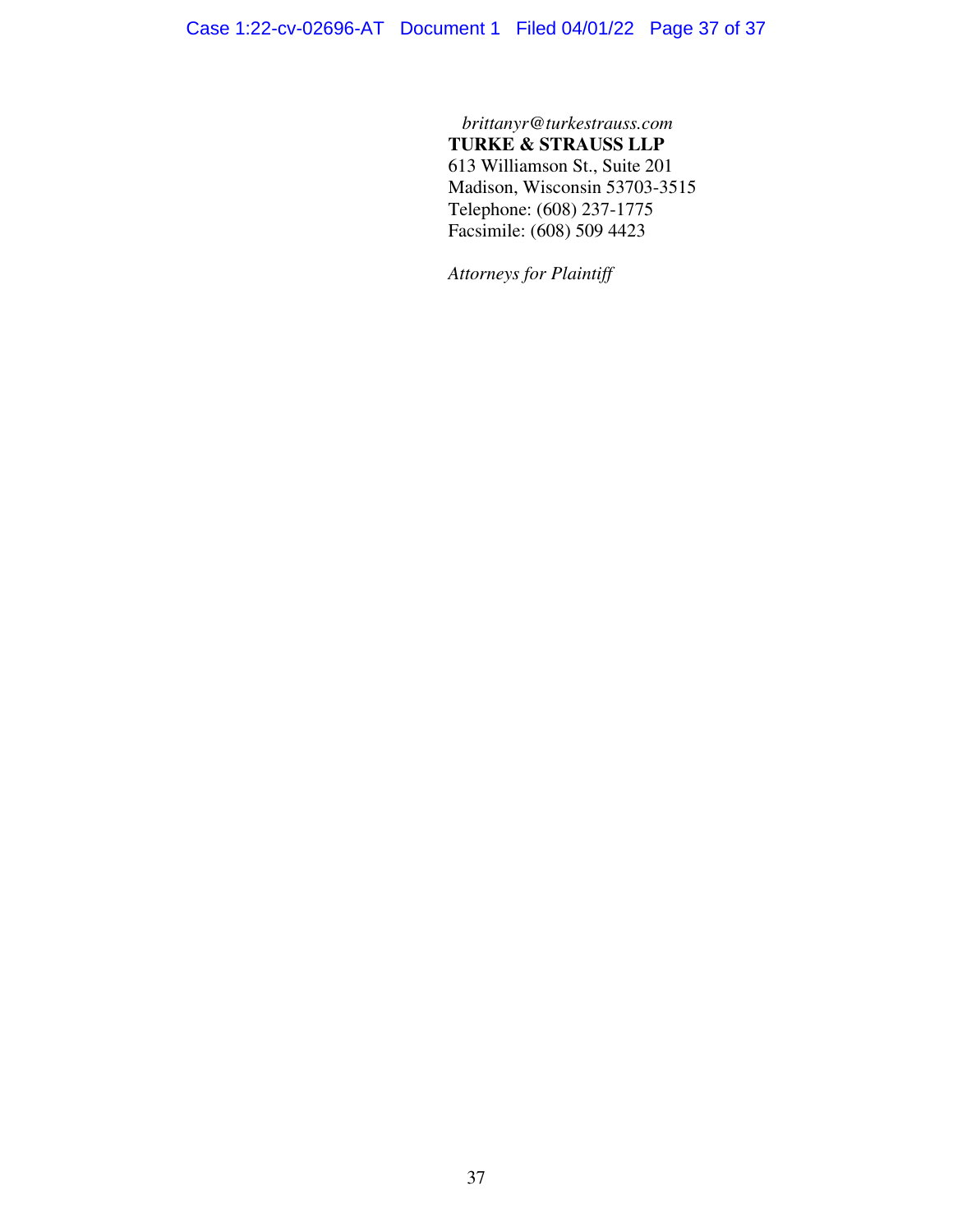*brittanyr@turkestrauss.com*
**TURKE & STRAUSS LLP**
613 Williamson St., Suite 201
Madison, Wisconsin 53703-3515
Telephone: (608) 237-1775
Facsimile: (608) 509 4423

*Attorneys for Plaintiff*